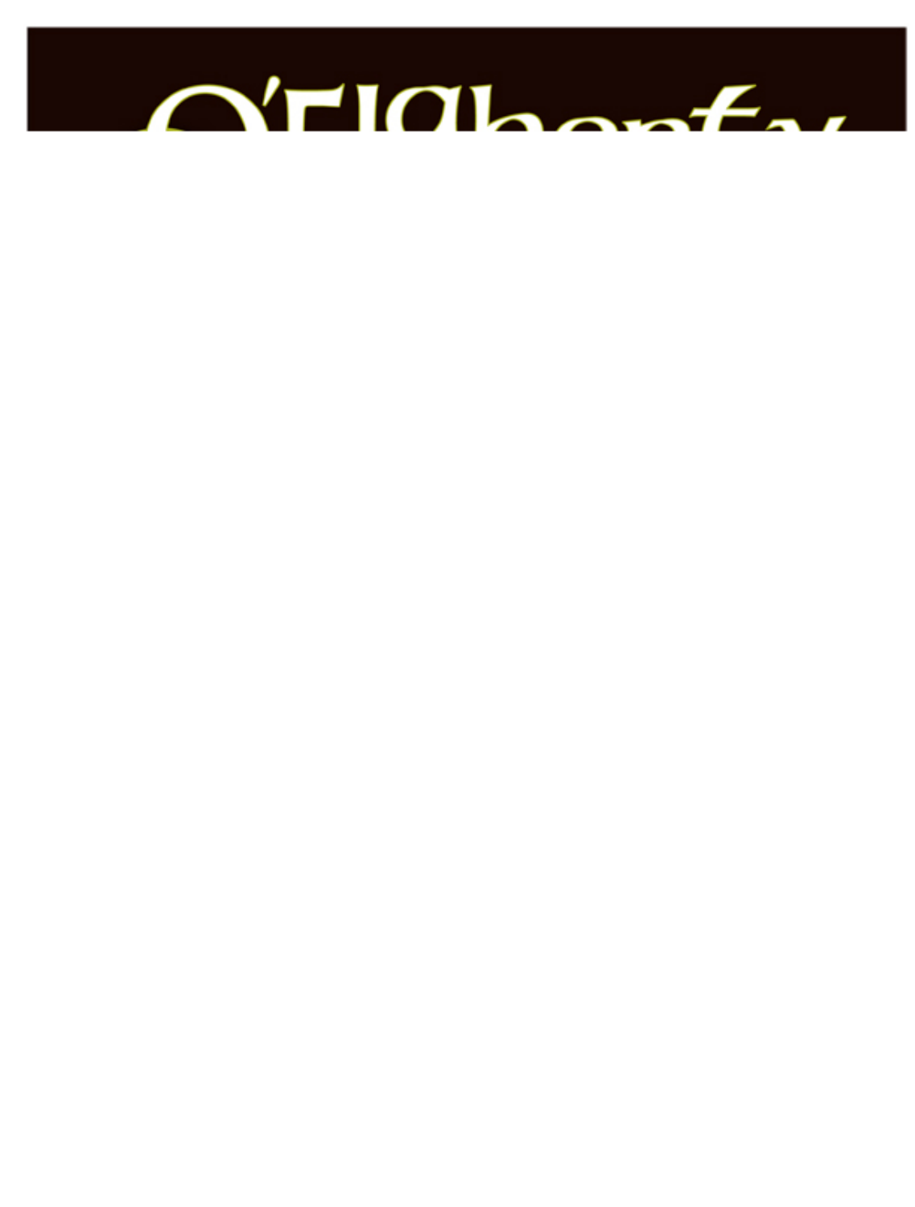# O'Flaherty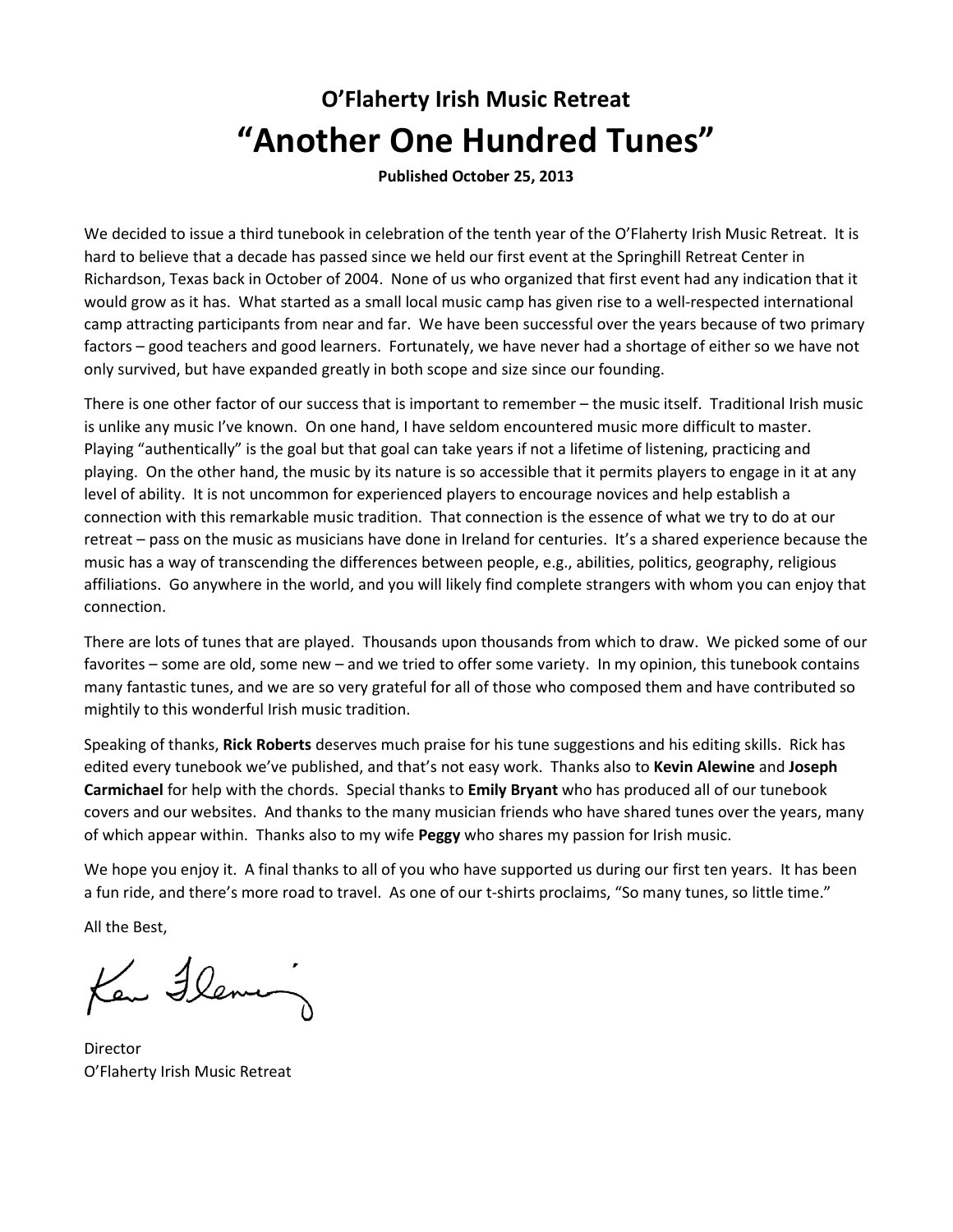## O'Flaherty Irish Music Retreat

# "Another One Hundred Tunes"

**Published October 25, 2013**

We decided to issue a third tunebook in celebration of the tenth year of the O'Flaherty Irish Music Retreat. It is hard to believe that a decade has passed since we held our first event at the Springhill Retreat Center in Richardson, Texas back in October of 2004. None of us who organized that first event had any indication that it would grow as it has. What started as a small local music camp has given rise to a well-respected international camp attracting participants from near and far. We have been successful over the years because of two primary factors – good teachers and good learners. Fortunately, we have never had a shortage of either so we have not only survived, but have expanded greatly in both scope and size since our founding.

There is one other factor of our success that is important to remember – the music itself. Traditional Irish music is unlike any music I've known. On one hand, I have seldom encountered music more difficult to master. Playing "authentically" is the goal but that goal can take years if not a lifetime of listening, practicing and playing. On the other hand, the music by its nature is so accessible that it permits players to engage in it at any level of ability. It is not uncommon for experienced players to encourage novices and help establish a connection with this remarkable music tradition. That connection is the essence of what we try to do at our retreat – pass on the music as musicians have done in Ireland for centuries. It's a shared experience because the music has a way of transcending the differences between people, e.g., abilities, politics, geography, religious affiliations. Go anywhere in the world, and you will likely find complete strangers with whom you can enjoy that connection.

There are lots of tunes that are played. Thousands upon thousands from which to draw. We picked some of our favorites – some are old, some new – and we tried to offer some variety. In my opinion, this tunebook contains many fantastic tunes, and we are so very grateful for all of those who composed them and have contributed so mightily to this wonderful Irish music tradition.

Speaking of thanks, **Rick Roberts** deserves much praise for his tune suggestions and his editing skills. Rick has edited every tunebook we've published, and that's not easy work. Thanks also to **Kevin Alewine** and **Joseph Carmichael** for help with the chords. Special thanks to **Emily Bryant** who has produced all of our tunebook covers and our websites. And thanks to the many musician friends who have shared tunes over the years, many of which appear within. Thanks also to my wife **Peggy** who shares my passion for Irish music.

We hope you enjoy it. A final thanks to all of you who have supported us during our first ten years. It has been a fun ride, and there's more road to travel. As one of our t-shirts proclaims, "So many tunes, so little time."

All the Best,

Ken Fleming

Director
O'Flaherty Irish Music Retreat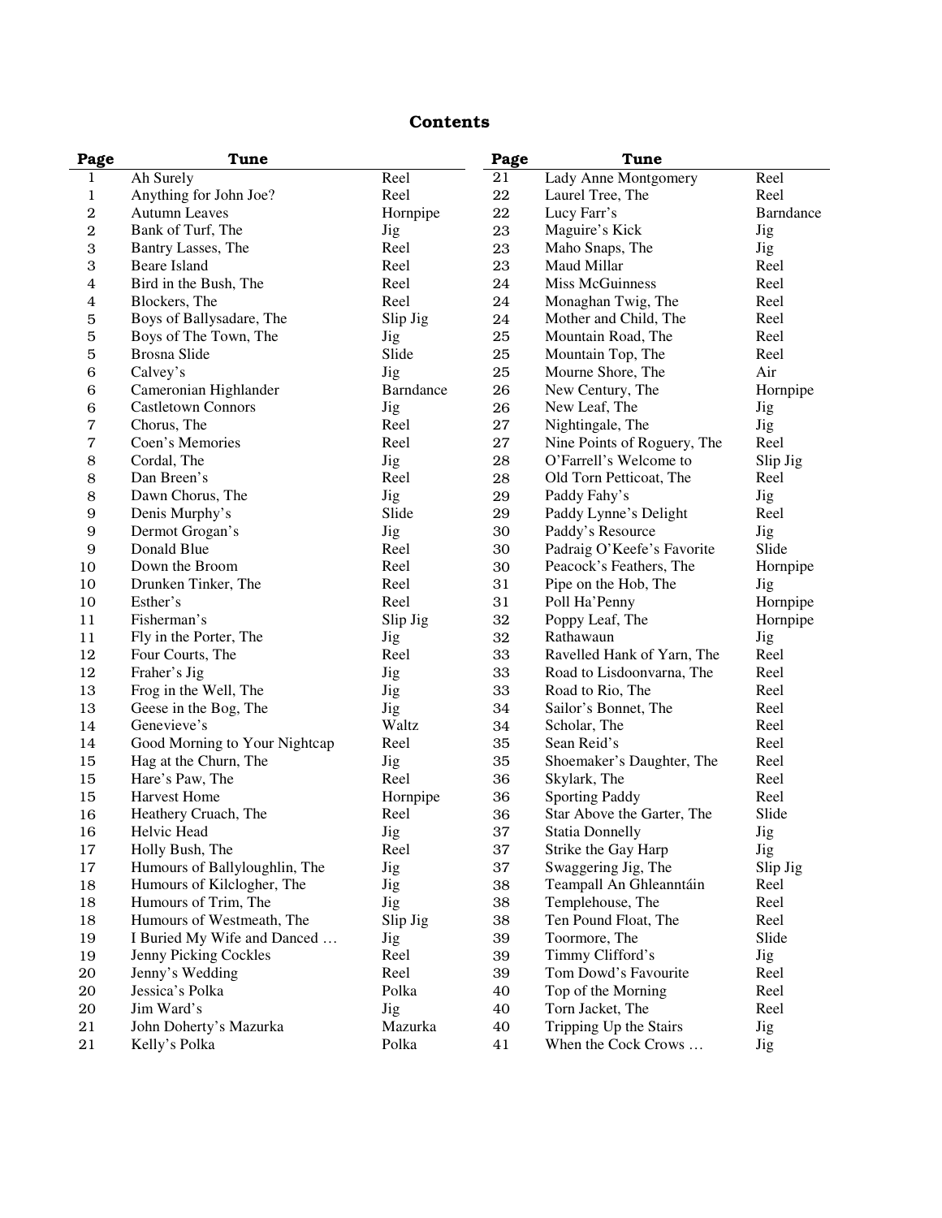# Contents

| Page | Tune | |
|---|---|---|
| 1 | Ah Surely | Reel |
| 1 | Anything for John Joe? | Reel |
| 2 | Autumn Leaves | Hornpipe |
| 2 | Bank of Turf, The | Jig |
| 3 | Bantry Lasses, The | Reel |
| 3 | Beare Island | Reel |
| 4 | Bird in the Bush, The | Reel |
| 4 | Blockers, The | Reel |
| 5 | Boys of Ballysadare, The | Slip Jig |
| 5 | Boys of The Town, The | Jig |
| 5 | Brosna Slide | Slide |
| 6 | Calvey's | Jig |
| 6 | Cameronian Highlander | Barndance |
| 6 | Castletown Connors | Jig |
| 7 | Chorus, The | Reel |
| 7 | Coen's Memories | Reel |
| 8 | Cordal, The | Jig |
| 8 | Dan Breen's | Reel |
| 8 | Dawn Chorus, The | Jig |
| 9 | Denis Murphy's | Slide |
| 9 | Dermot Grogan's | Jig |
| 9 | Donald Blue | Reel |
| 10 | Down the Broom | Reel |
| 10 | Drunken Tinker, The | Reel |
| 10 | Esther's | Reel |
| 11 | Fisherman's | Slip Jig |
| 11 | Fly in the Porter, The | Jig |
| 12 | Four Courts, The | Reel |
| 12 | Fraher's Jig | Jig |
| 13 | Frog in the Well, The | Jig |
| 13 | Geese in the Bog, The | Jig |
| 14 | Genevieve's | Waltz |
| 14 | Good Morning to Your Nightcap | Reel |
| 15 | Hag at the Churn, The | Jig |
| 15 | Hare's Paw, The | Reel |
| 15 | Harvest Home | Hornpipe |
| 16 | Heathery Cruach, The | Reel |
| 16 | Helvic Head | Jig |
| 17 | Holly Bush, The | Reel |
| 17 | Humours of Ballyloughlin, The | Jig |
| 18 | Humours of Kilclogher, The | Jig |
| 18 | Humours of Trim, The | Jig |
| 18 | Humours of Westmeath, The | Slip Jig |
| 19 | I Buried My Wife and Danced … | Jig |
| 19 | Jenny Picking Cockles | Reel |
| 20 | Jenny's Wedding | Reel |
| 20 | Jessica's Polka | Polka |
| 20 | Jim Ward's | Jig |
| 21 | John Doherty's Mazurka | Mazurka |
| 21 | Kelly's Polka | Polka |
| 21 | Lady Anne Montgomery | Reel |
| 22 | Laurel Tree, The | Reel |
| 22 | Lucy Farr's | Barndance |
| 23 | Maguire's Kick | Jig |
| 23 | Maho Snaps, The | Jig |
| 23 | Maud Millar | Reel |
| 24 | Miss McGuinness | Reel |
| 24 | Monaghan Twig, The | Reel |
| 24 | Mother and Child, The | Reel |
| 25 | Mountain Road, The | Reel |
| 25 | Mountain Top, The | Reel |
| 25 | Mourne Shore, The | Air |
| 26 | New Century, The | Hornpipe |
| 26 | New Leaf, The | Jig |
| 27 | Nightingale, The | Jig |
| 27 | Nine Points of Roguery, The | Reel |
| 28 | O'Farrell's Welcome to | Slip Jig |
| 28 | Old Torn Petticoat, The | Reel |
| 29 | Paddy Fahy's | Jig |
| 29 | Paddy Lynne's Delight | Reel |
| 30 | Paddy's Resource | Jig |
| 30 | Padraig O'Keefe's Favorite | Slide |
| 30 | Peacock's Feathers, The | Hornpipe |
| 31 | Pipe on the Hob, The | Jig |
| 31 | Poll Ha'Penny | Hornpipe |
| 32 | Poppy Leaf, The | Hornpipe |
| 32 | Rathawaun | Jig |
| 33 | Ravelled Hank of Yarn, The | Reel |
| 33 | Road to Lisdoonvarna, The | Reel |
| 33 | Road to Rio, The | Reel |
| 34 | Sailor's Bonnet, The | Reel |
| 34 | Scholar, The | Reel |
| 35 | Sean Reid's | Reel |
| 35 | Shoemaker's Daughter, The | Reel |
| 36 | Skylark, The | Reel |
| 36 | Sporting Paddy | Reel |
| 36 | Star Above the Garter, The | Slide |
| 37 | Statia Donnelly | Jig |
| 37 | Strike the Gay Harp | Jig |
| 37 | Swaggering Jig, The | Slip Jig |
| 38 | Teampall An Ghleanntáin | Reel |
| 38 | Templehouse, The | Reel |
| 38 | Ten Pound Float, The | Reel |
| 39 | Toormore, The | Slide |
| 39 | Timmy Clifford's | Jig |
| 39 | Tom Dowd's Favourite | Reel |
| 40 | Top of the Morning | Reel |
| 40 | Torn Jacket, The | Reel |
| 40 | Tripping Up the Stairs | Jig |
| 41 | When the Cock Crows … | Jig |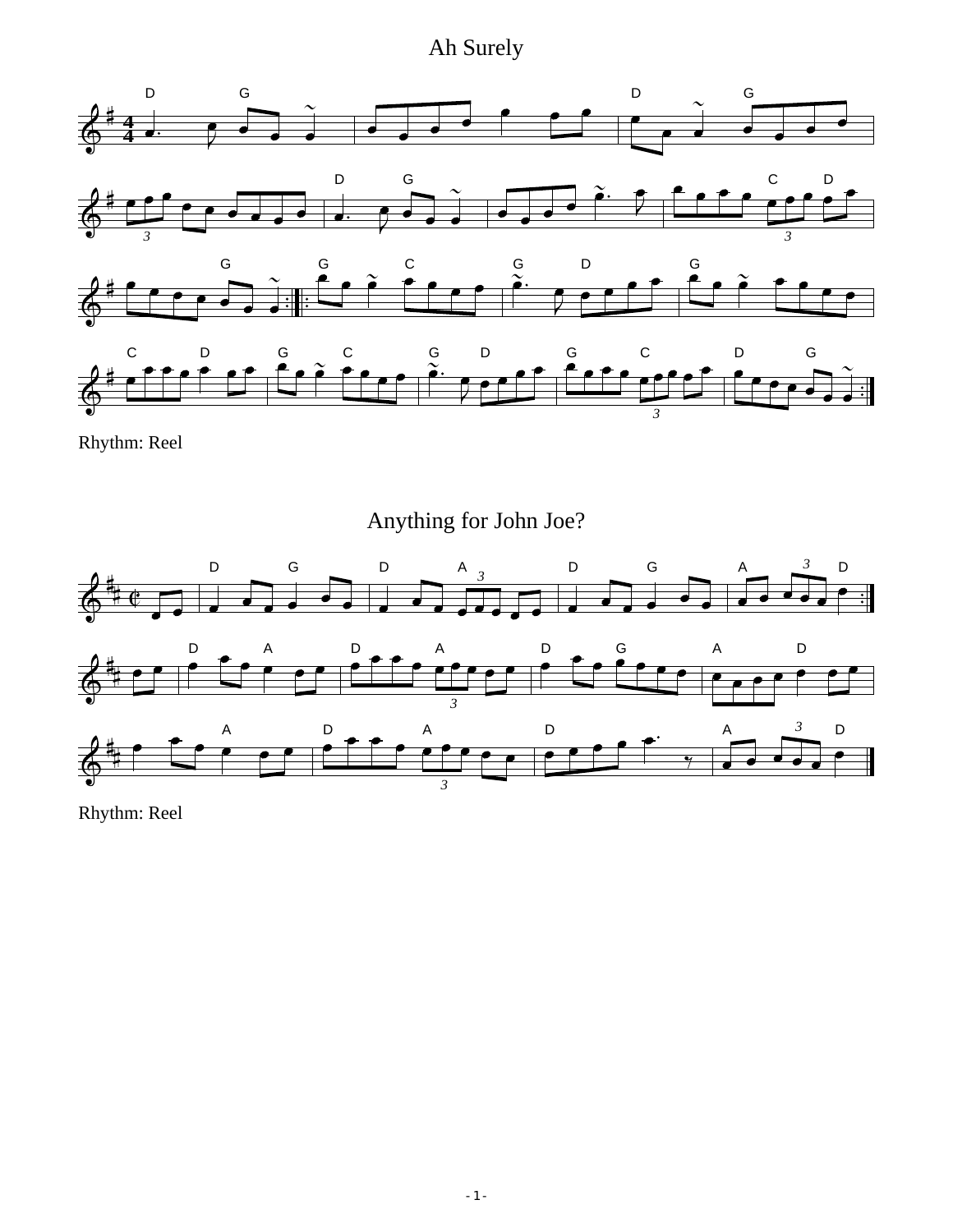# Ah Surely

Rhythm: Reel

# Anything for John Joe?

Rhythm: Reel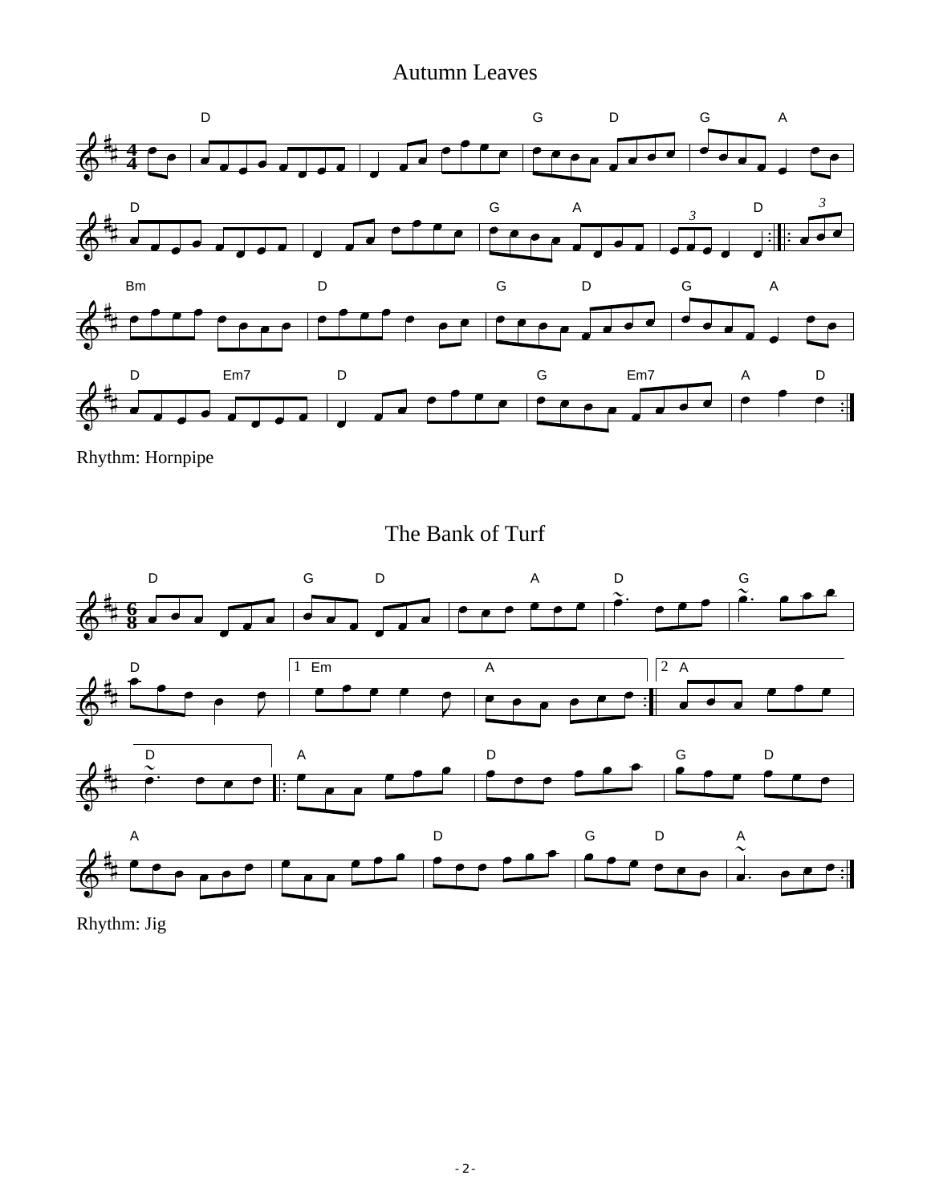# Autumn Leaves

Rhythm: Hornpipe

# The Bank of Turf

Rhythm: Jig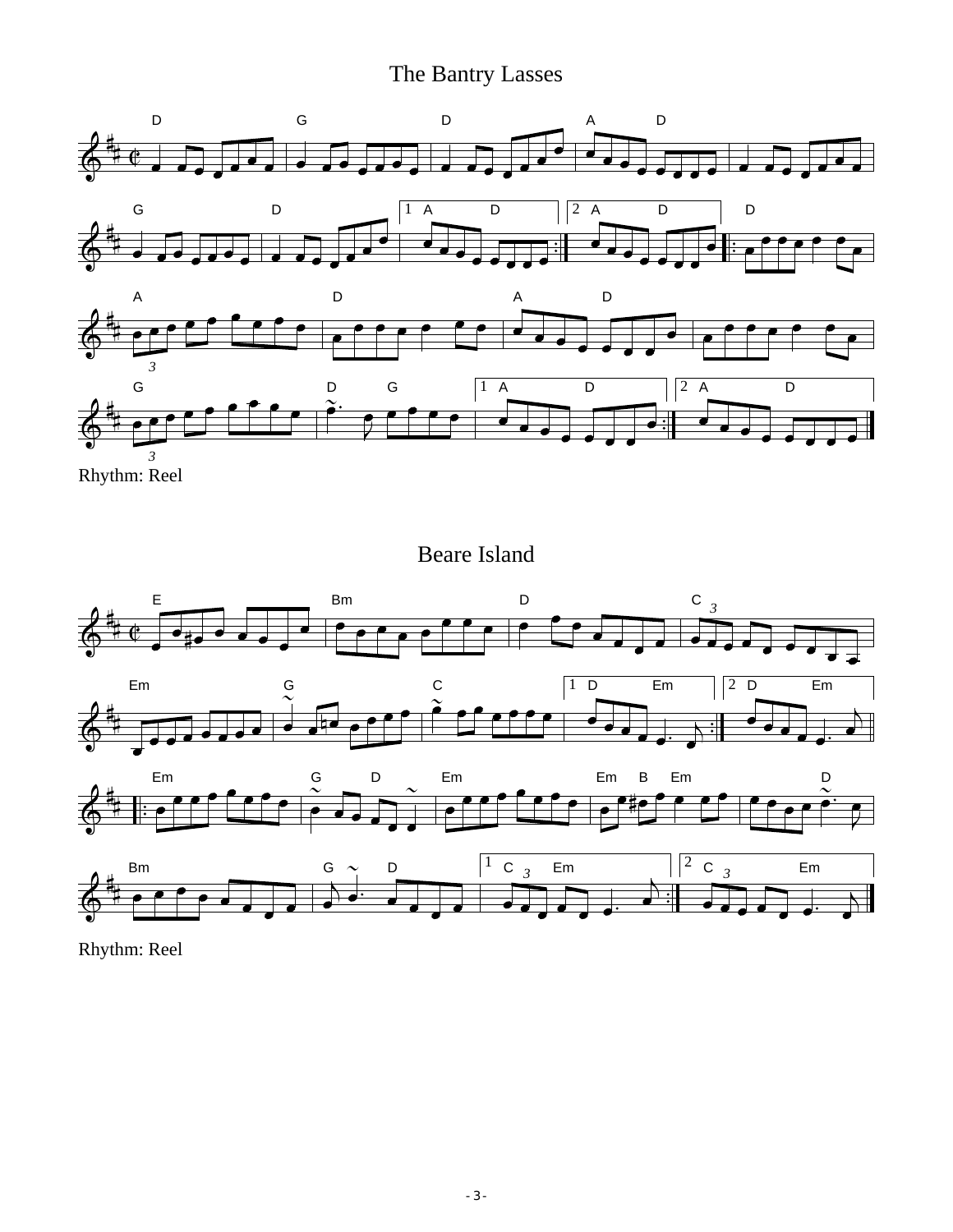# The Bantry Lasses

Rhythm: Reel

# Beare Island

Rhythm: Reel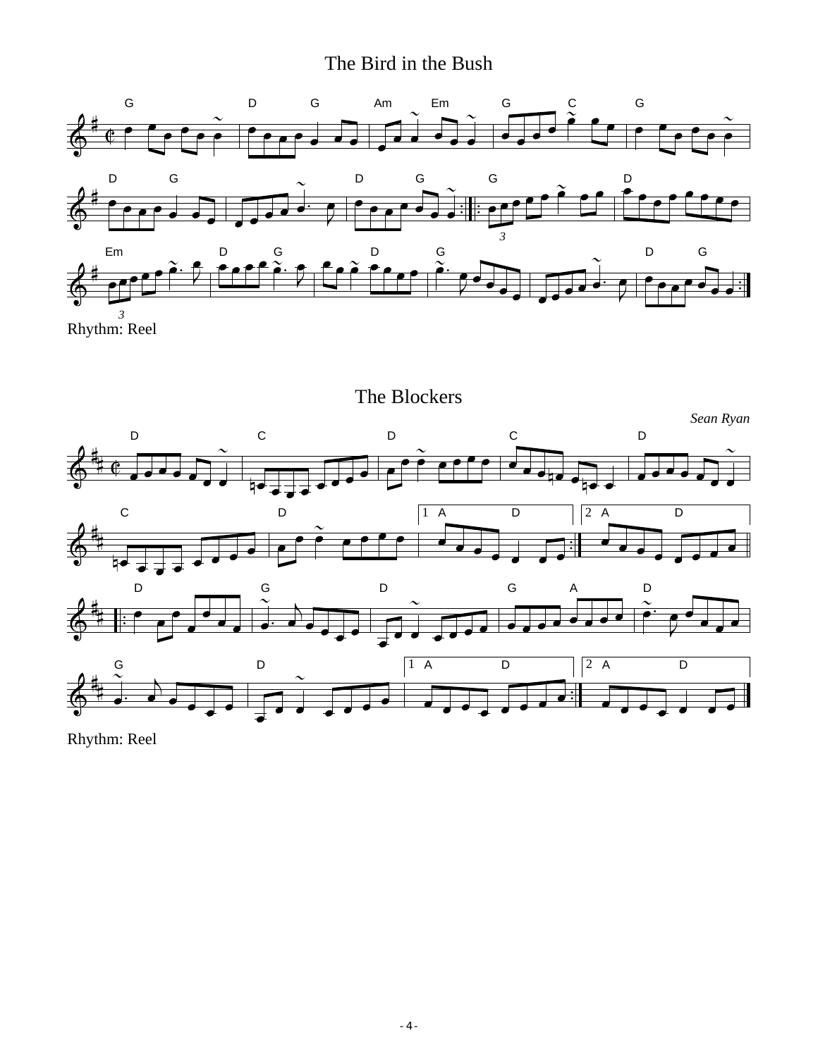# The Bird in the Bush

Rhythm: Reel

# The Blockers

*Sean Ryan*

Rhythm: Reel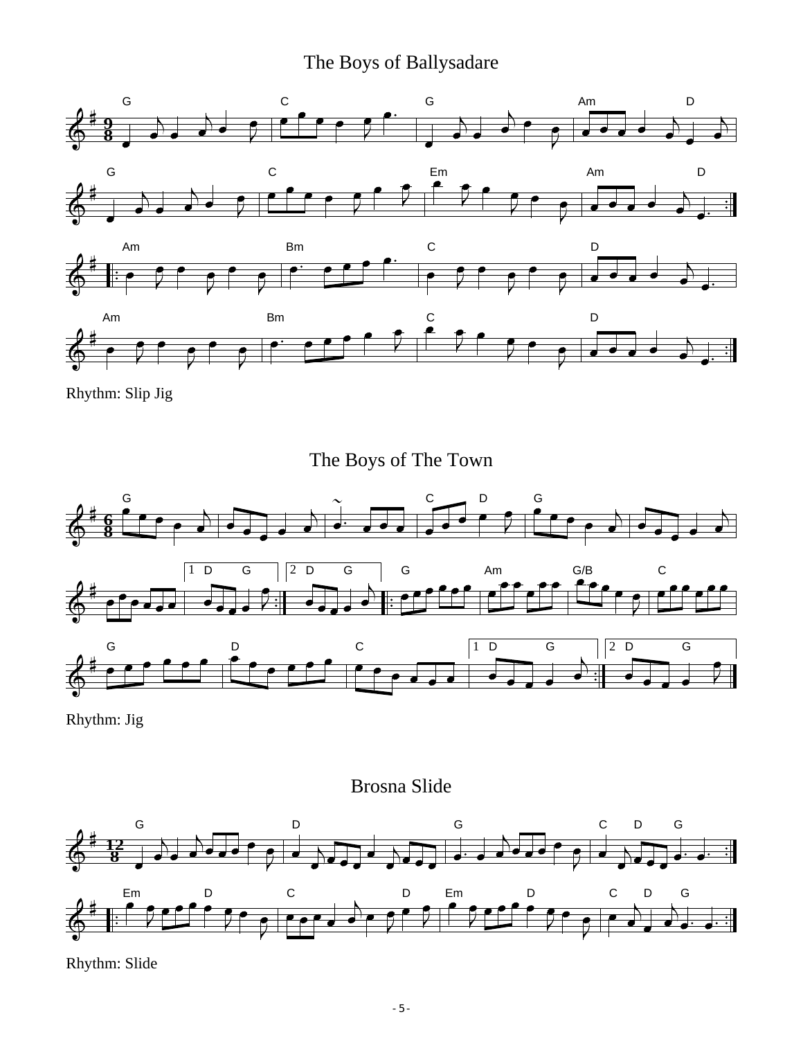# The Boys of Ballysadare

Rhythm: Slip Jig

# The Boys of The Town

Rhythm: Jig

# Brosna Slide

Rhythm: Slide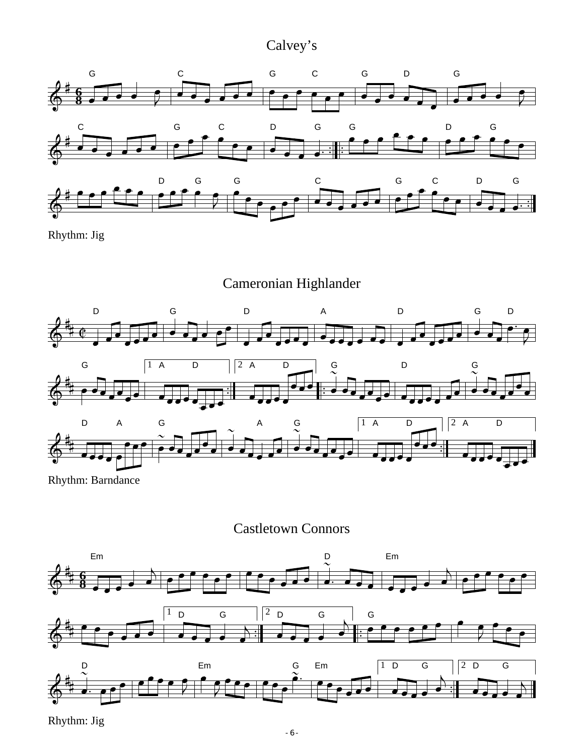# Calvey's

Rhythm: Jig

# Cameronian Highlander

Rhythm: Barndance

# Castletown Connors

Rhythm: Jig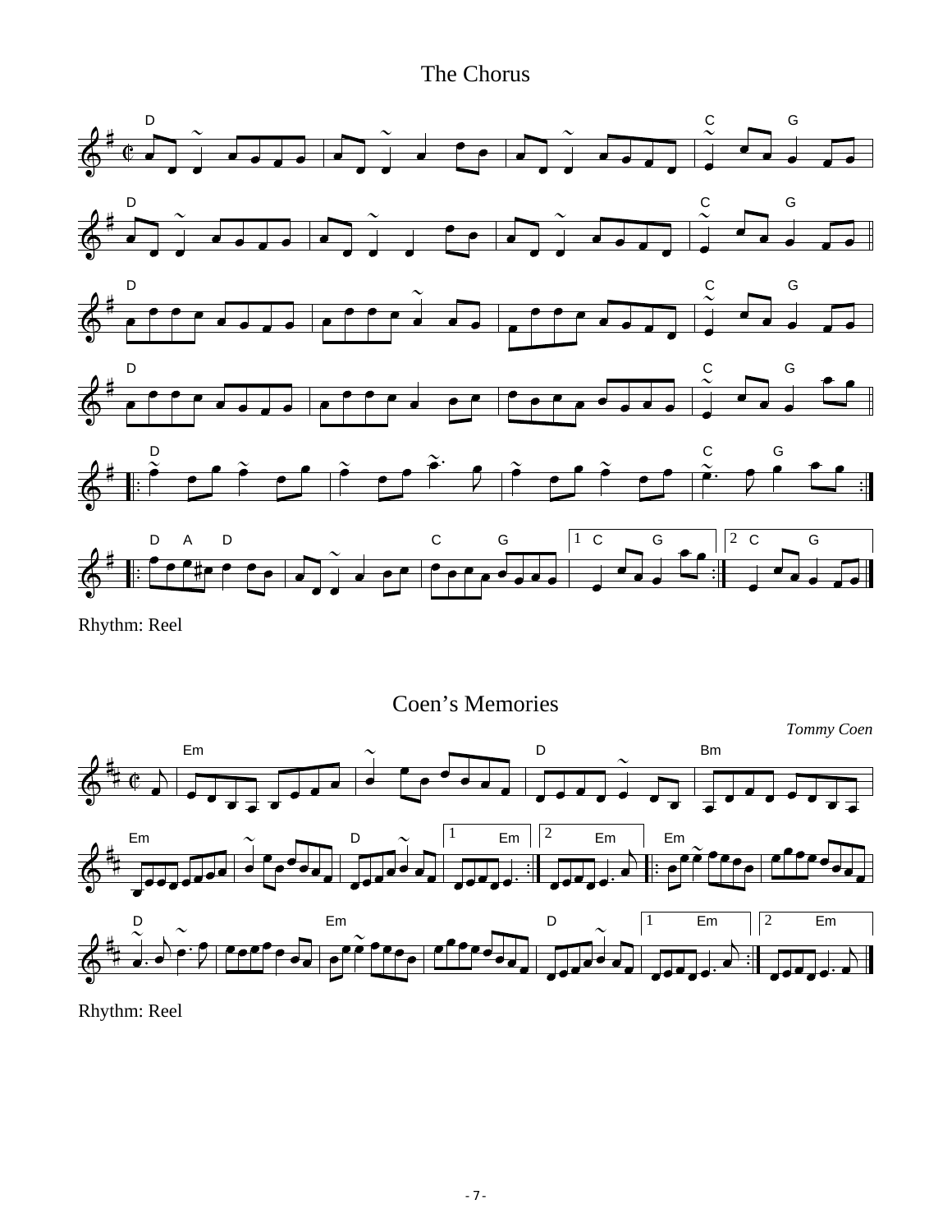# The Chorus

Rhythm: Reel

# Coen's Memories

*Tommy Coen*

Rhythm: Reel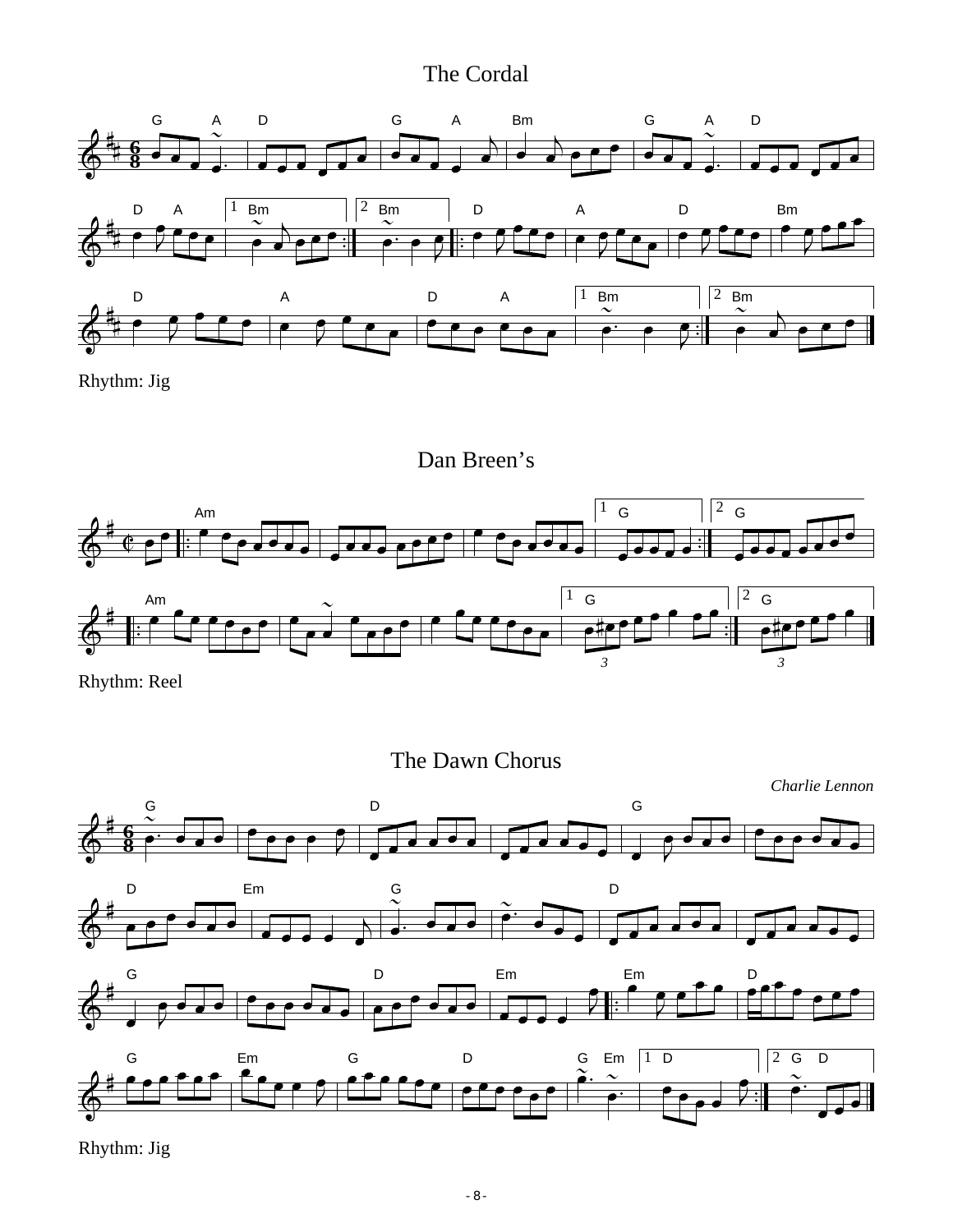# The Cordal

Rhythm: Jig

# Dan Breen's

Rhythm: Reel

# The Dawn Chorus

*Charlie Lennon*

Rhythm: Jig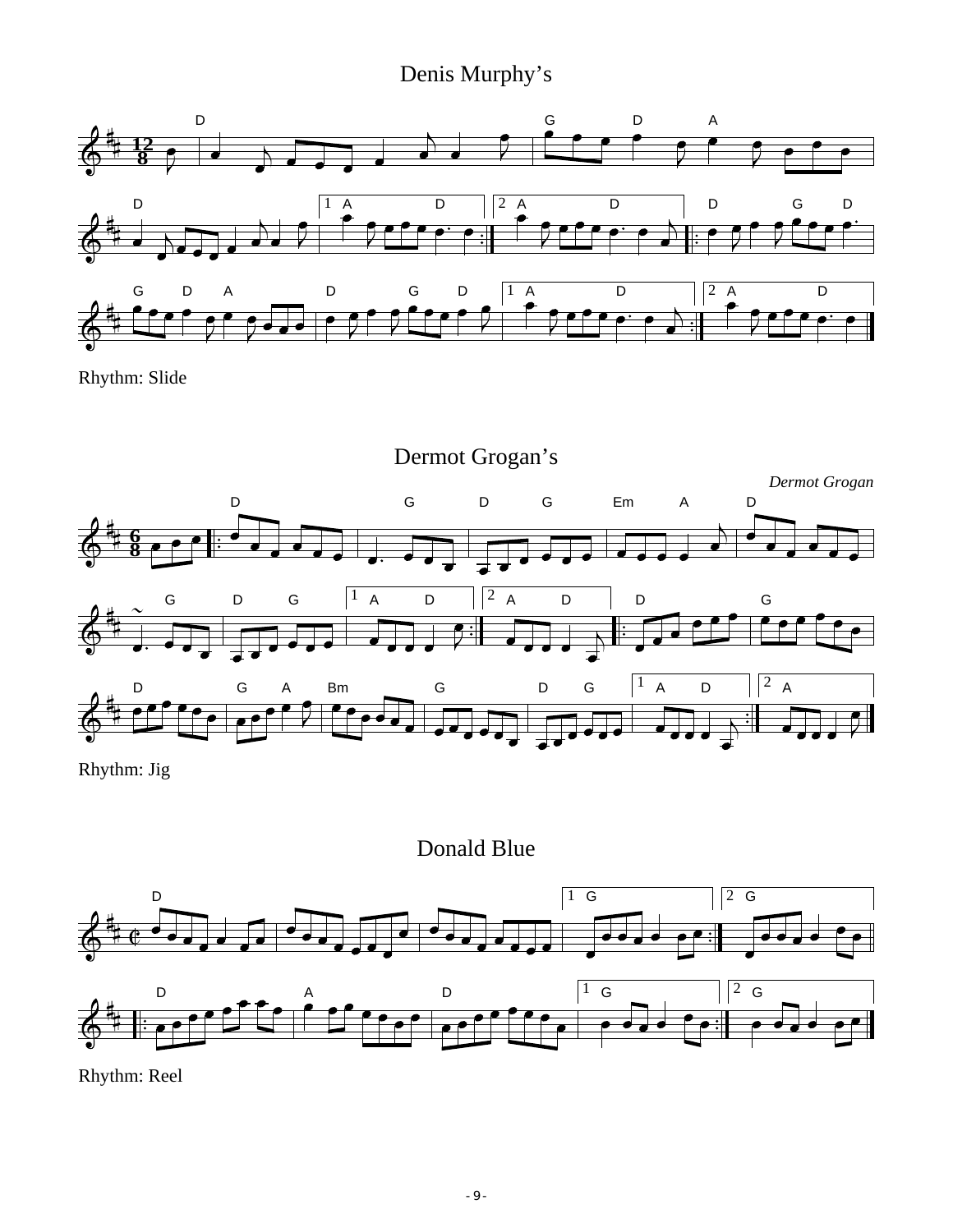## Denis Murphy's

Rhythm: Slide

## Dermot Grogan's

*Dermot Grogan*

Rhythm: Jig

## Donald Blue

Rhythm: Reel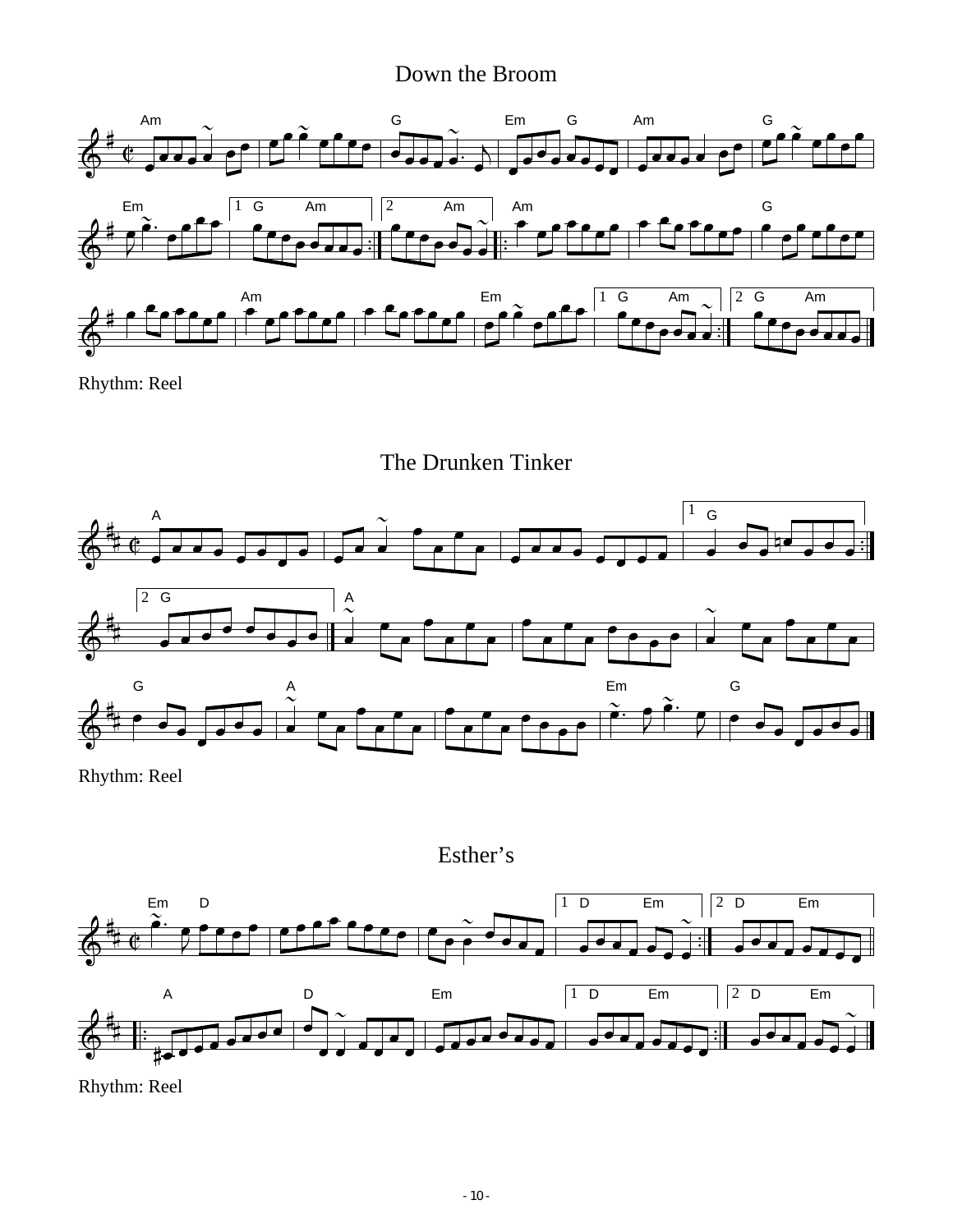# Down the Broom

Rhythm: Reel

# The Drunken Tinker

Rhythm: Reel

# Esther's

Rhythm: Reel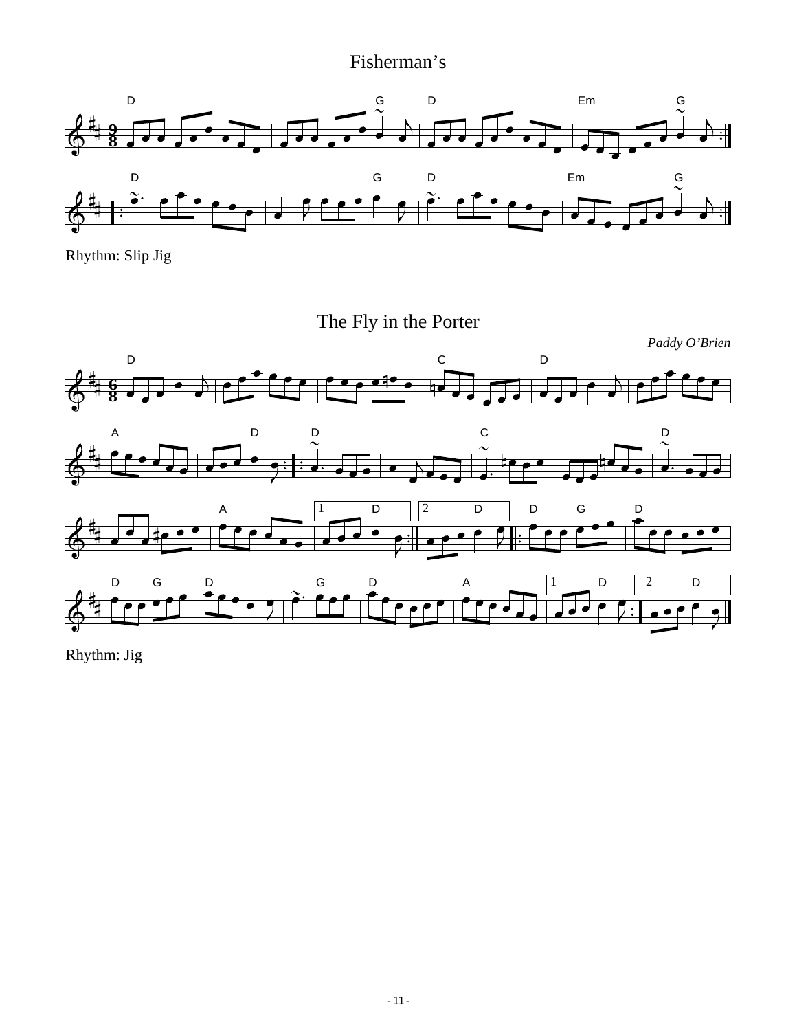# Fisherman's

Rhythm: Slip Jig

# The Fly in the Porter

*Paddy O'Brien*

Rhythm: Jig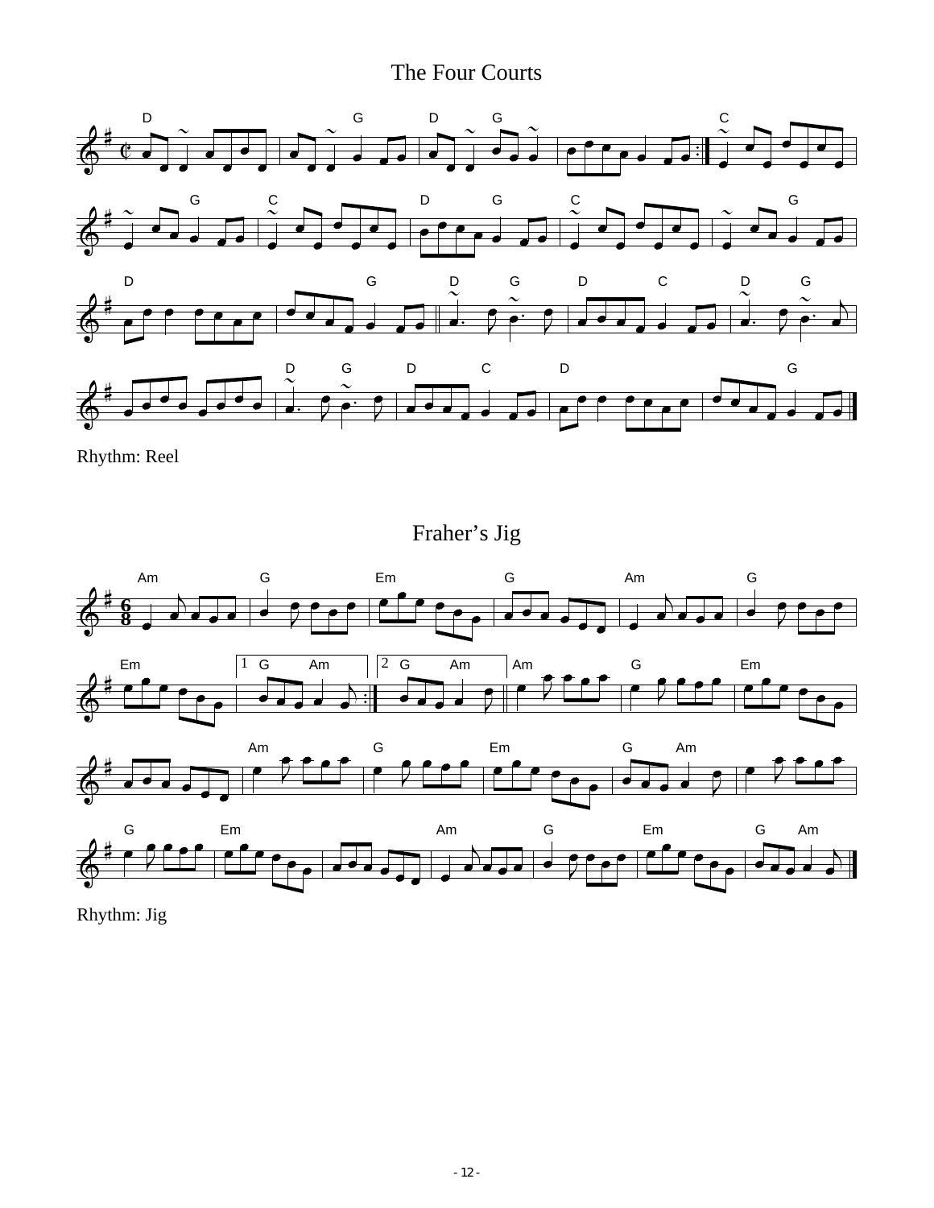# The Four Courts

Rhythm: Reel

# Fraher's Jig

Rhythm: Jig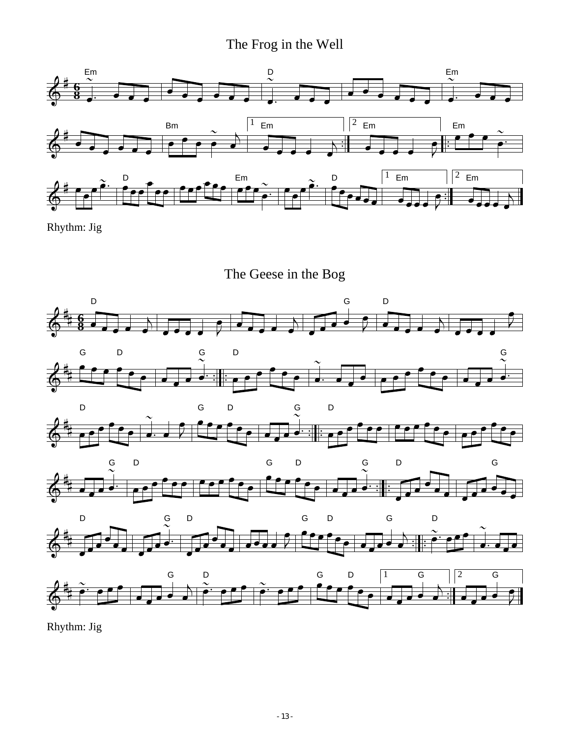# The Frog in the Well

Rhythm: Jig

# The Geese in the Bog

Rhythm: Jig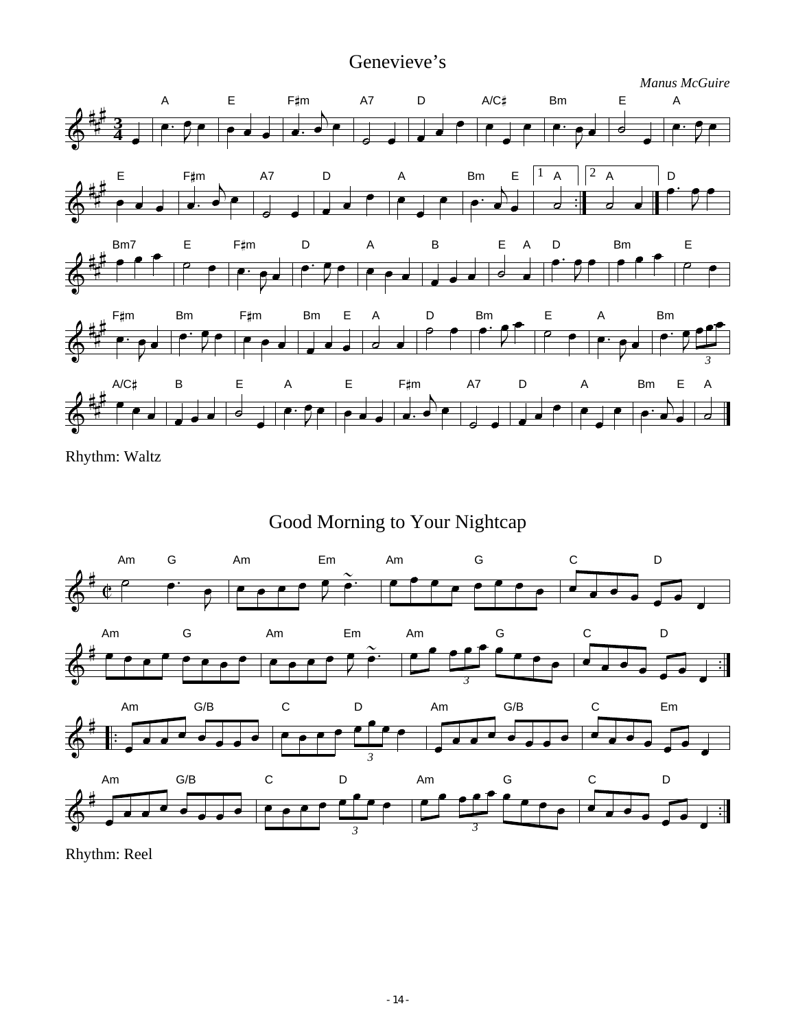# Genevieve's

*Manus McGuire*

Rhythm: Waltz

# Good Morning to Your Nightcap

Rhythm: Reel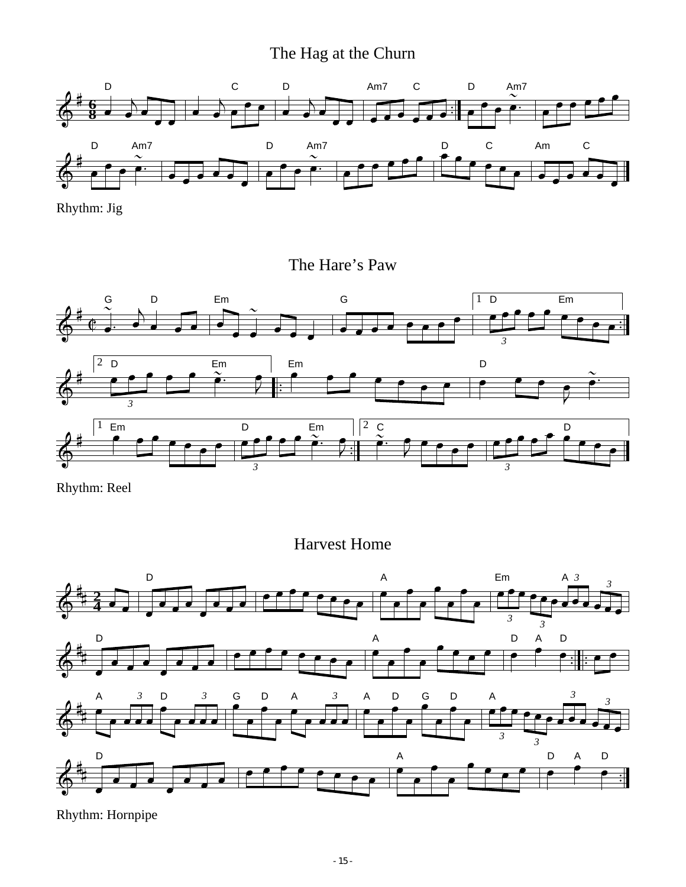## The Hag at the Churn

Rhythm: Jig

## The Hare's Paw

Rhythm: Reel

## Harvest Home

Rhythm: Hornpipe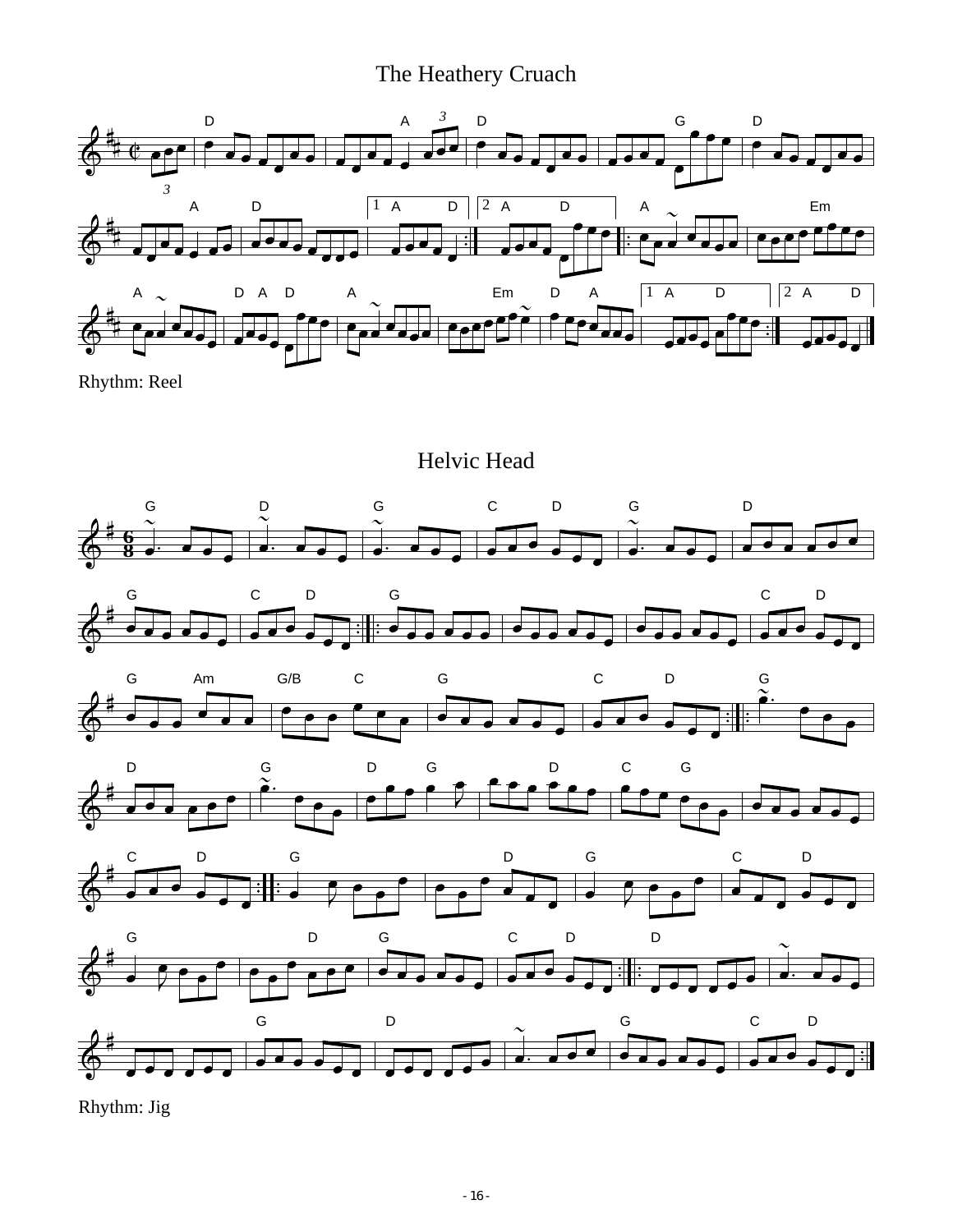# The Heathery Cruach

Rhythm: Reel

# Helvic Head

Rhythm: Jig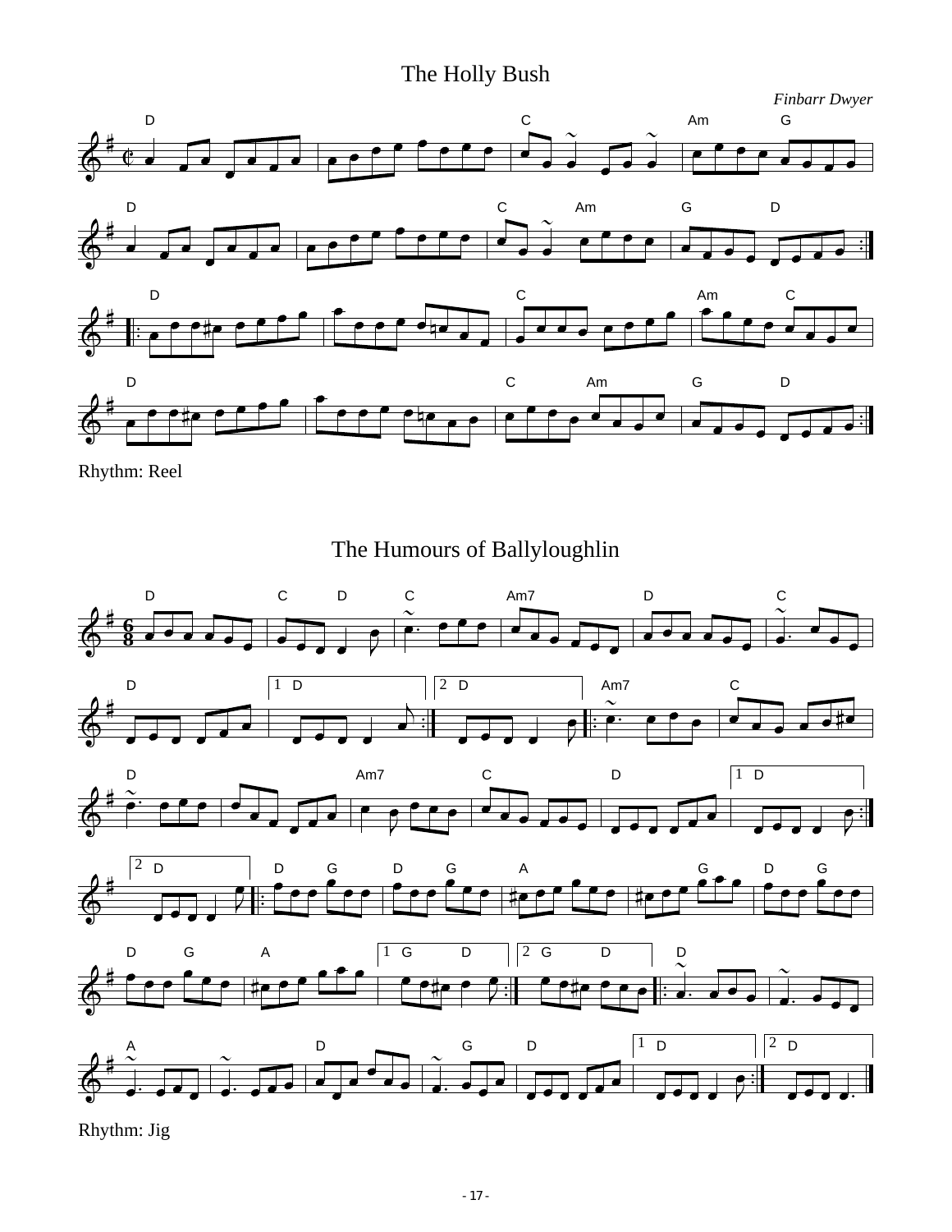# The Holly Bush

*Finbarr Dwyer*

Rhythm: Reel

# The Humours of Ballyloughlin

Rhythm: Jig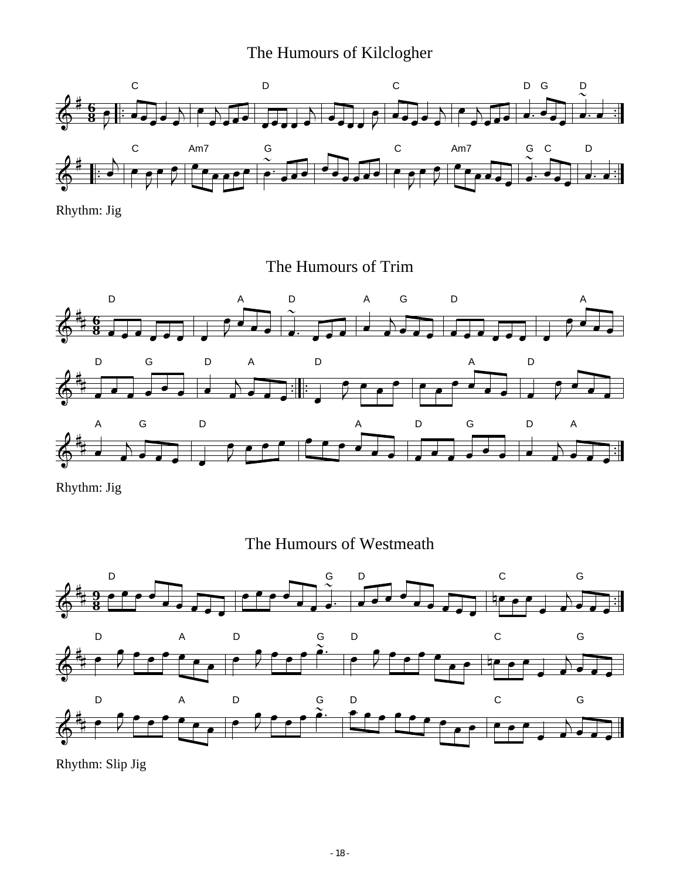# The Humours of Kilclogher

Rhythm: Jig

# The Humours of Trim

Rhythm: Jig

# The Humours of Westmeath

Rhythm: Slip Jig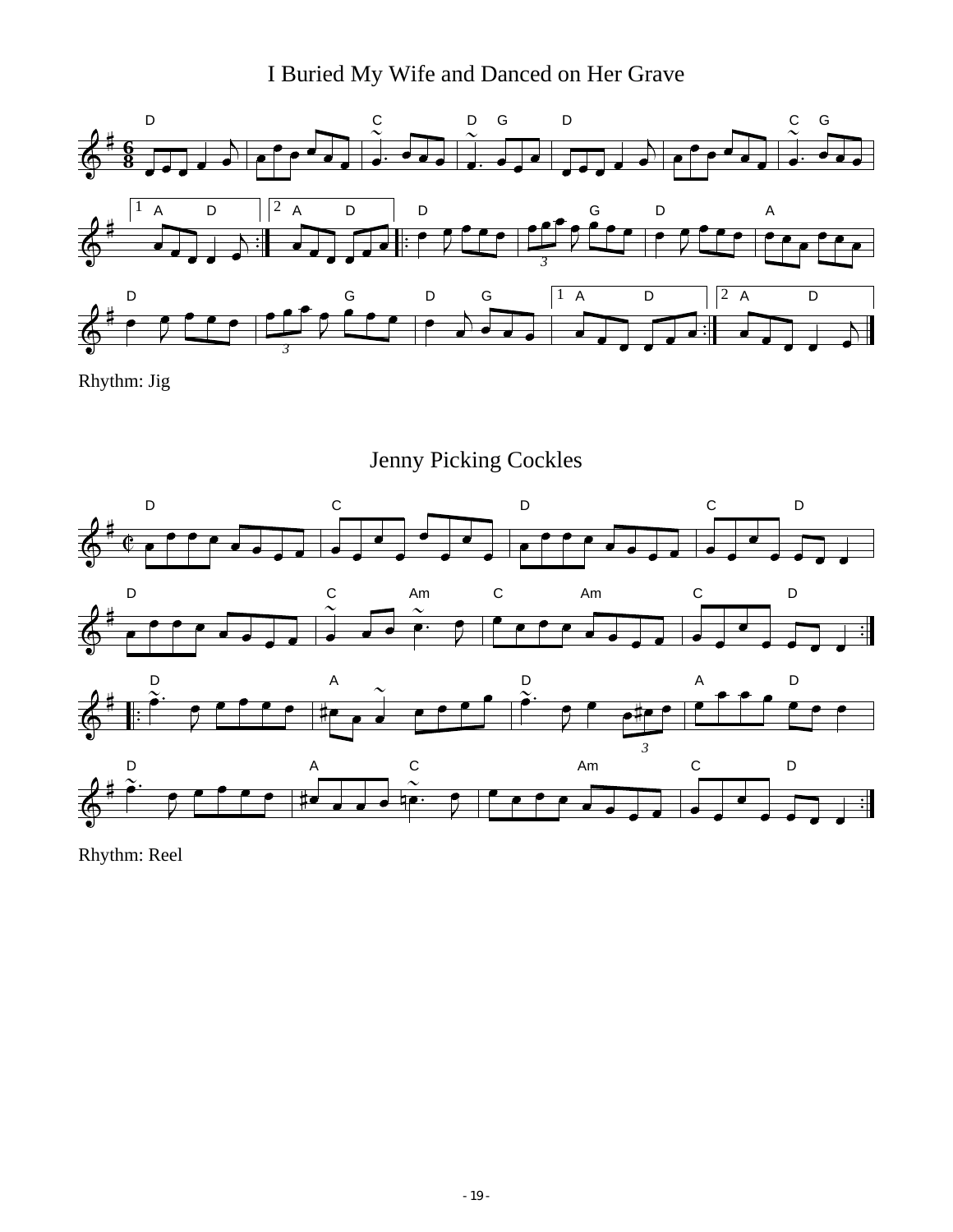## I Buried My Wife and Danced on Her Grave

Rhythm: Jig

## Jenny Picking Cockles

Rhythm: Reel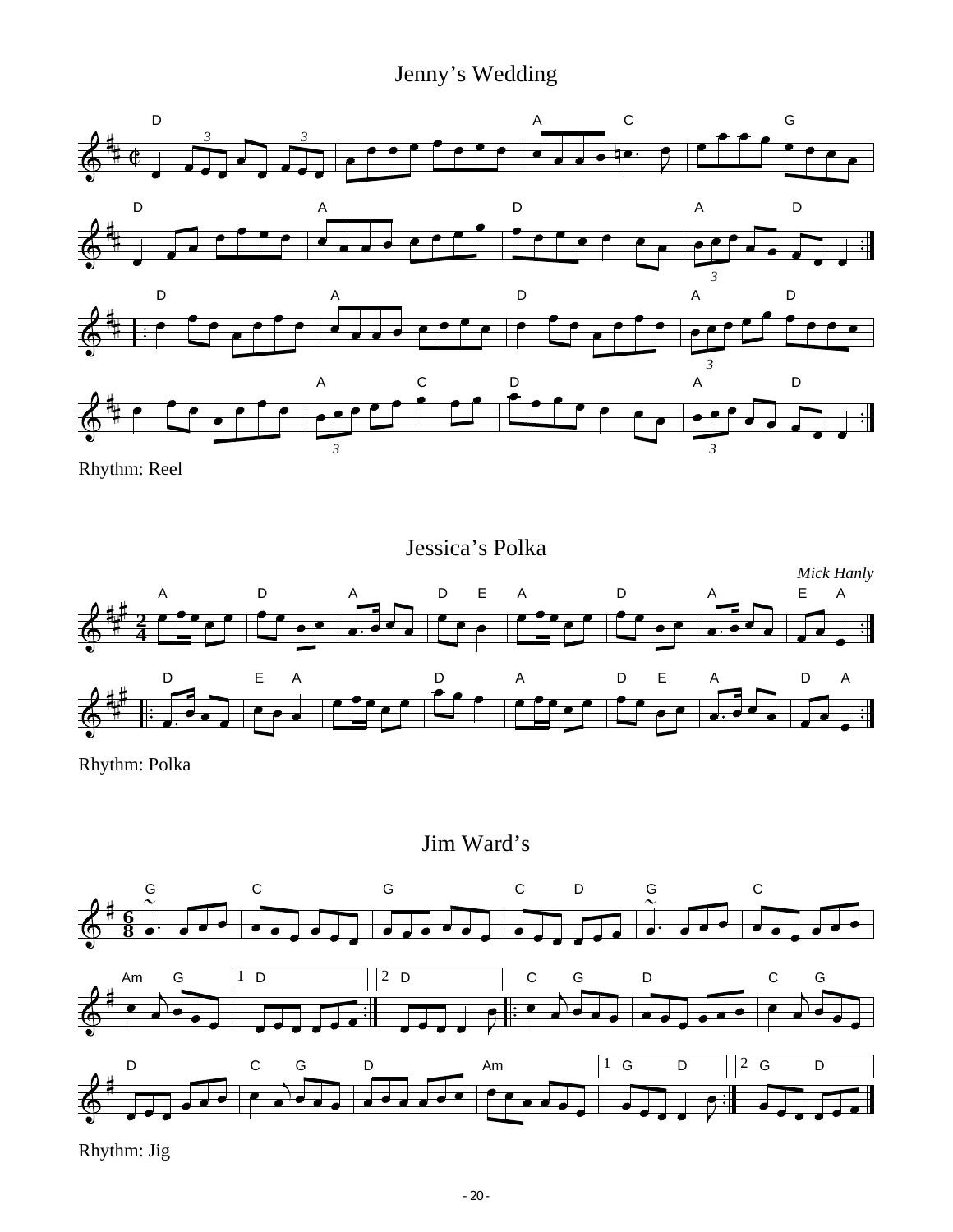# Jenny's Wedding

Rhythm: Reel

# Jessica's Polka

*Mick Hanly*

Rhythm: Polka

# Jim Ward's

Rhythm: Jig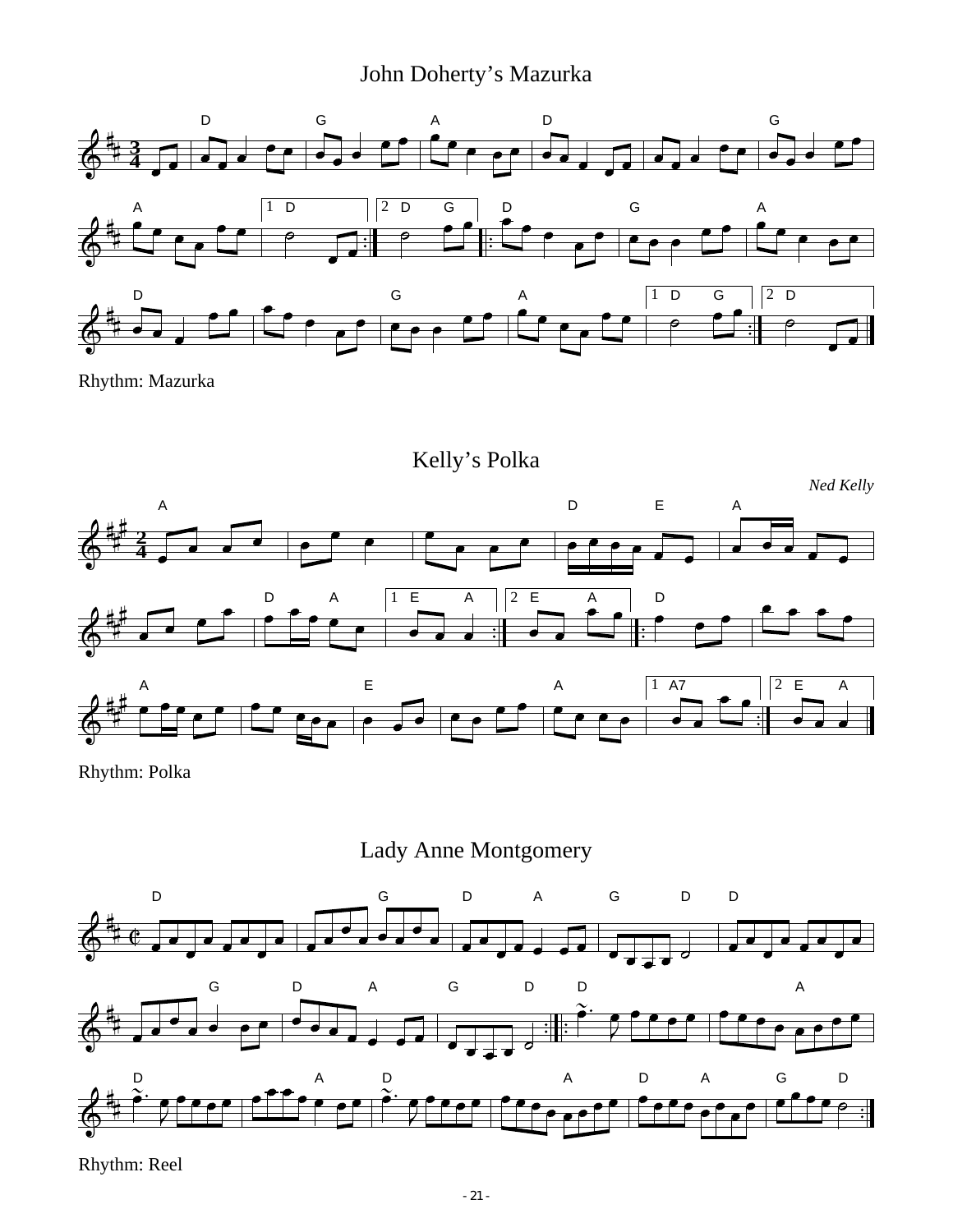## John Doherty's Mazurka

Rhythm: Mazurka

## Kelly's Polka

*Ned Kelly*

Rhythm: Polka

## Lady Anne Montgomery

Rhythm: Reel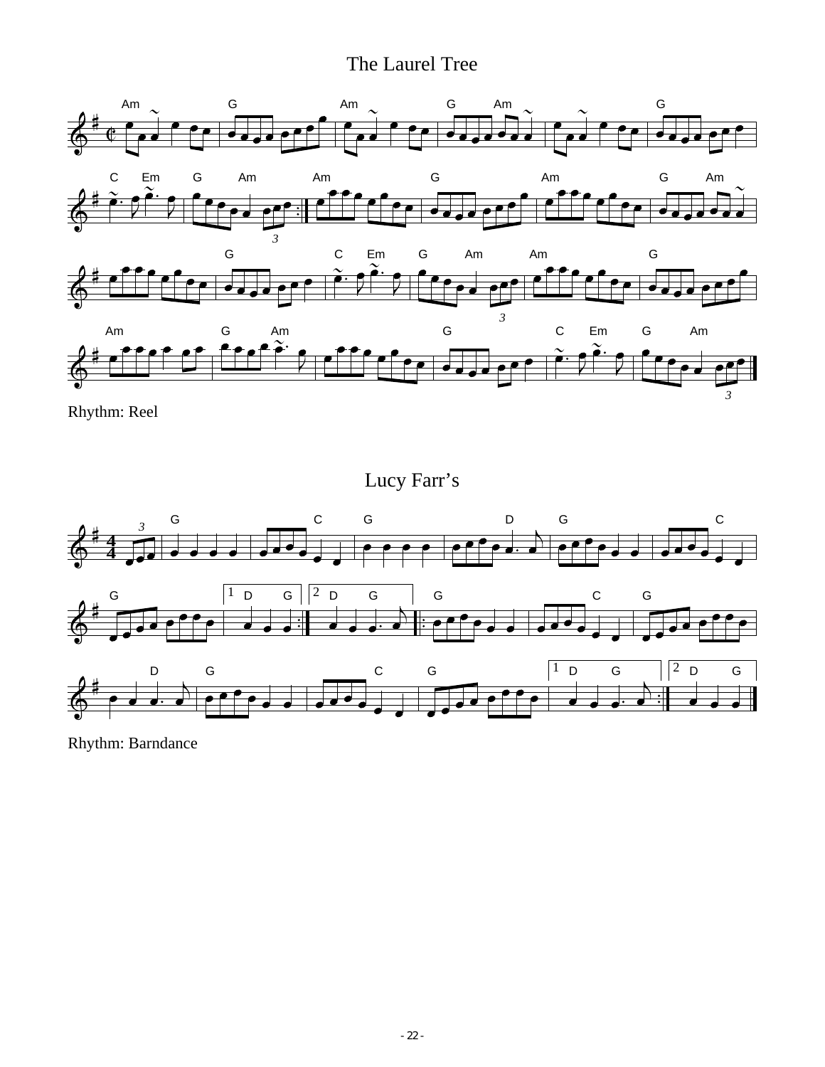# The Laurel Tree

Rhythm: Reel

# Lucy Farr's

Rhythm: Barndance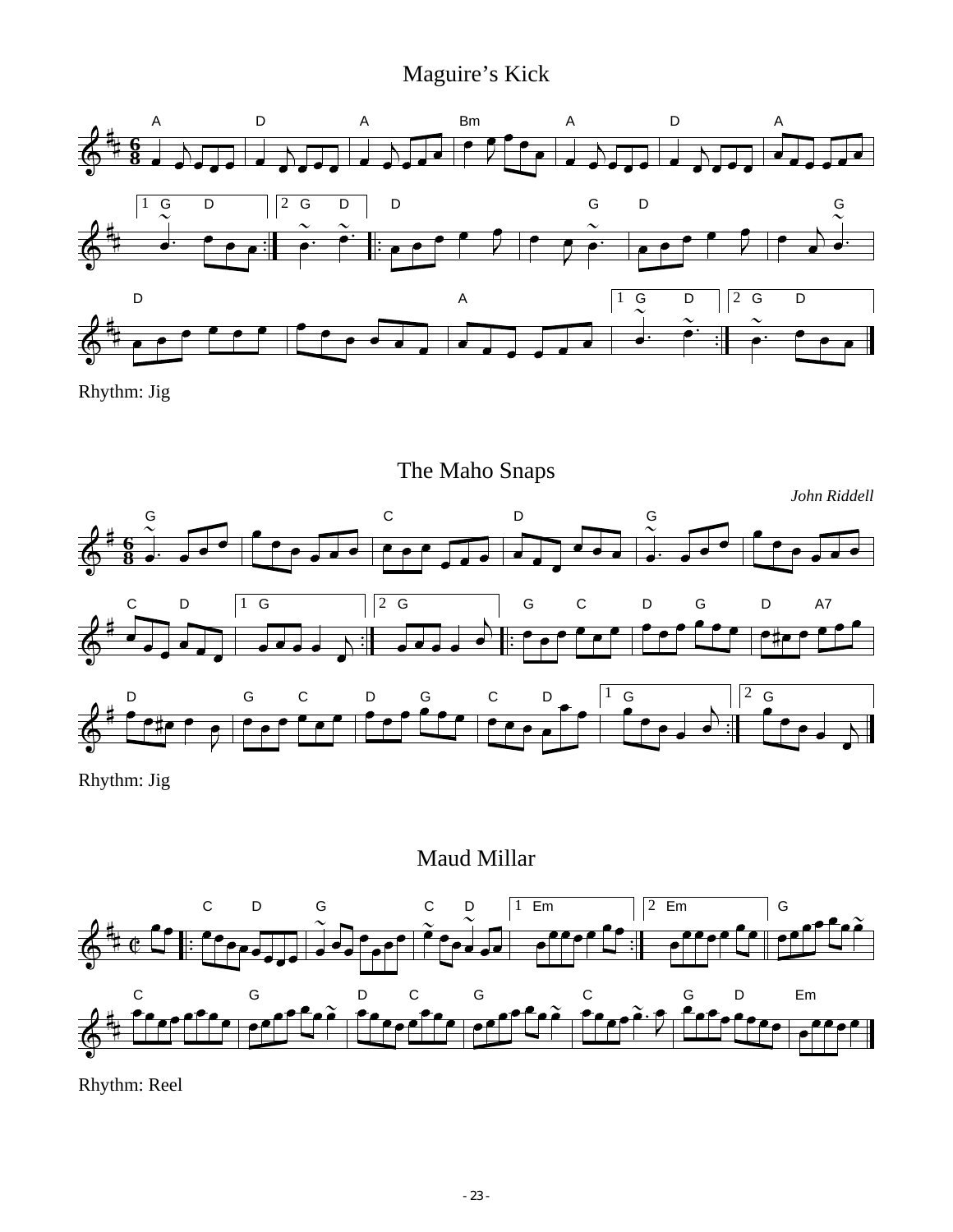# Maguire's Kick

Rhythm: Jig

# The Maho Snaps

*John Riddell*

Rhythm: Jig

# Maud Millar

Rhythm: Reel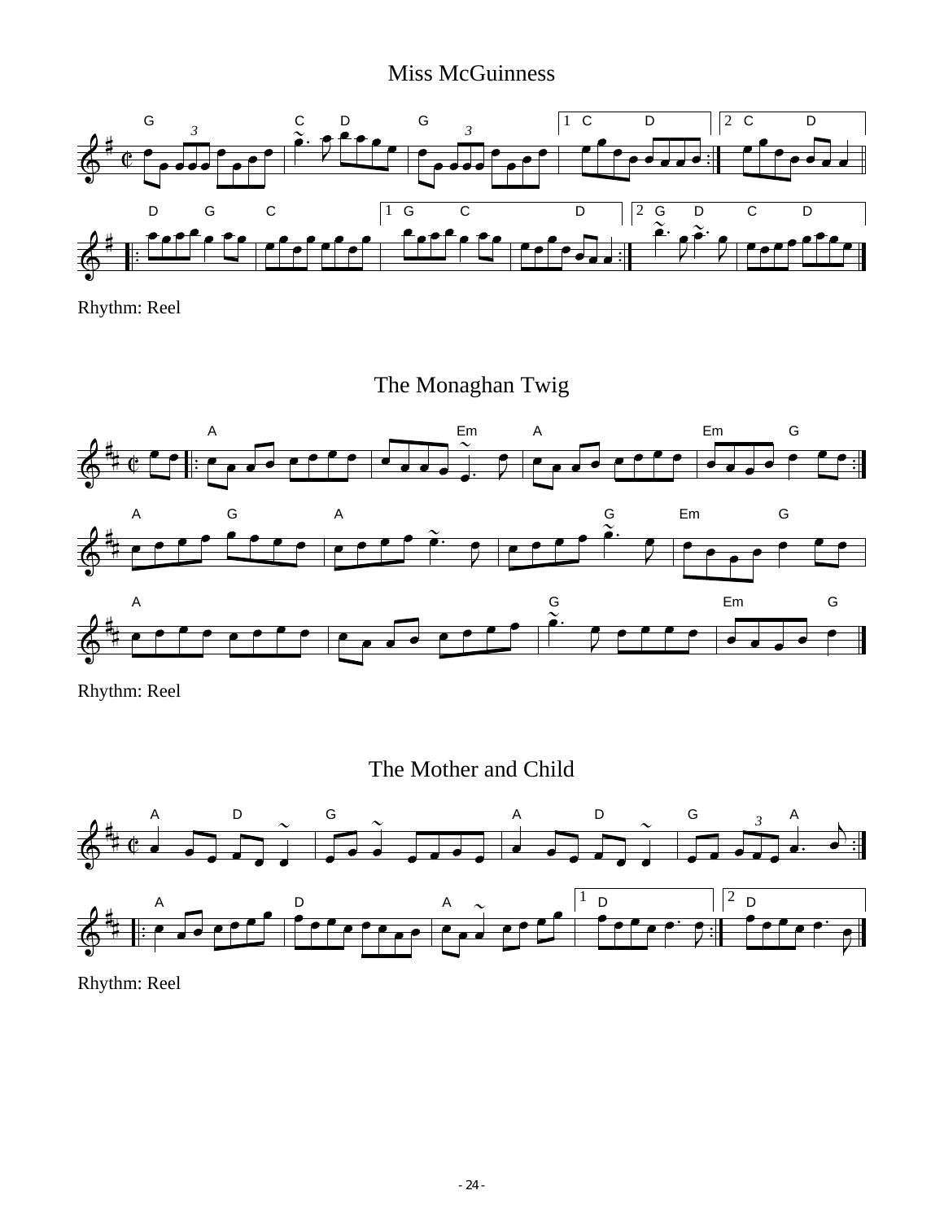## Miss McGuinness

Rhythm: Reel

## The Monaghan Twig

Rhythm: Reel

## The Mother and Child

Rhythm: Reel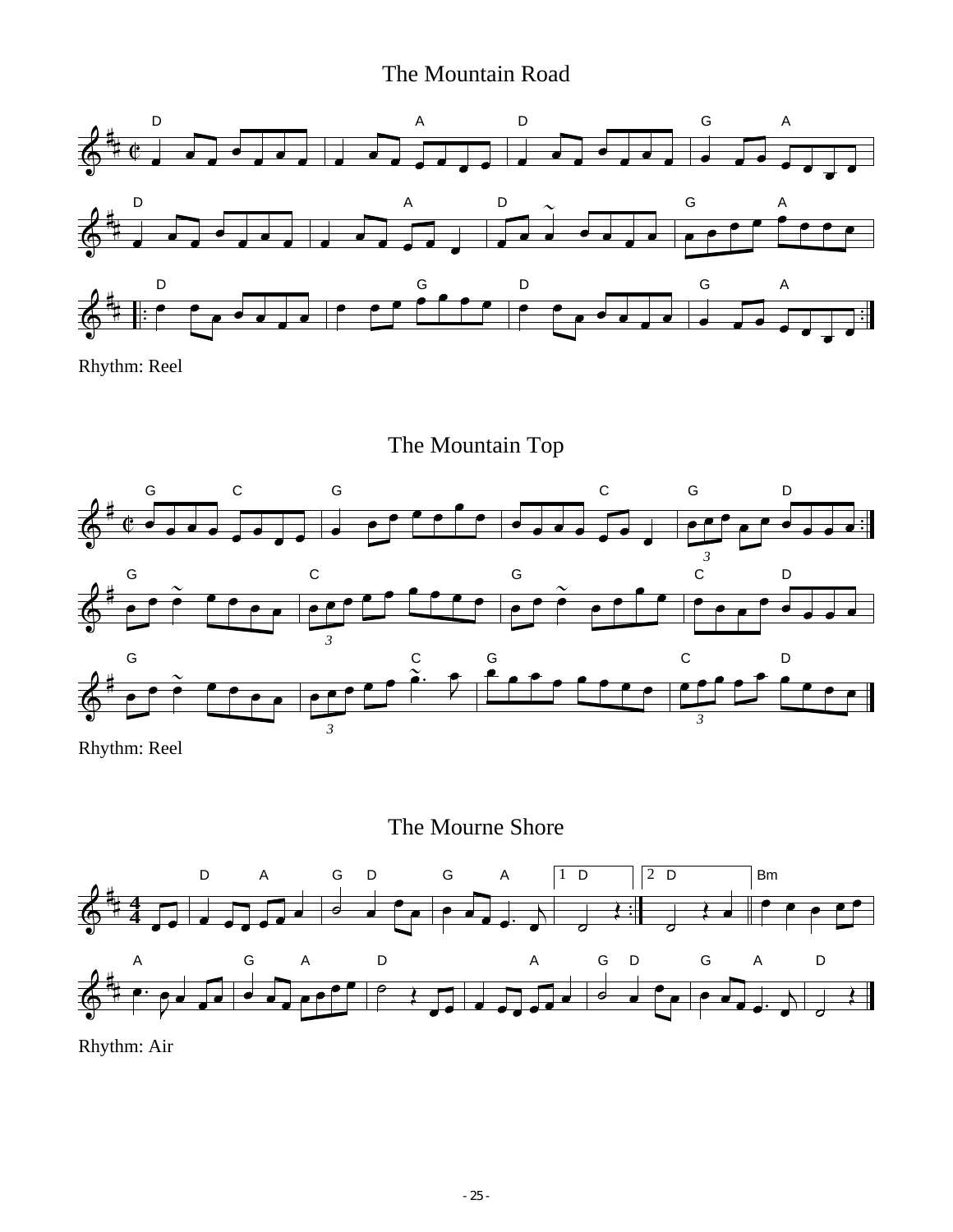# The Mountain Road

Rhythm: Reel

# The Mountain Top

Rhythm: Reel

# The Mourne Shore

Rhythm: Air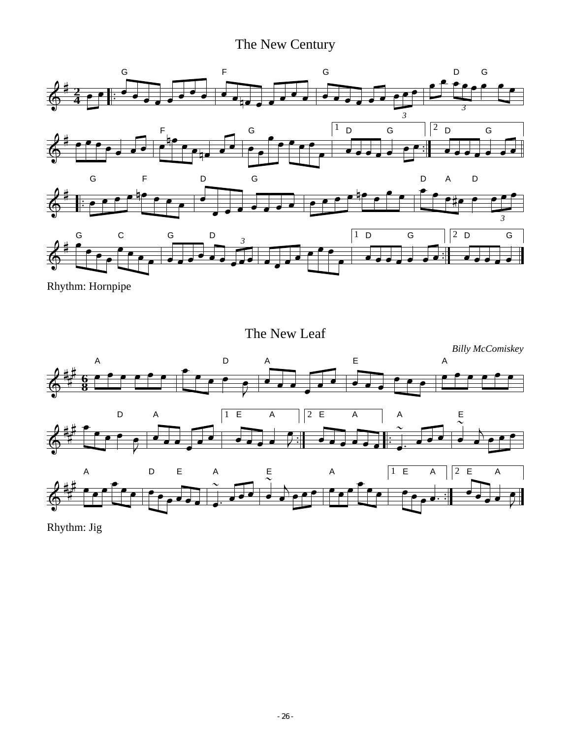# The New Century

Rhythm: Hornpipe

# The New Leaf

*Billy McComiskey*

Rhythm: Jig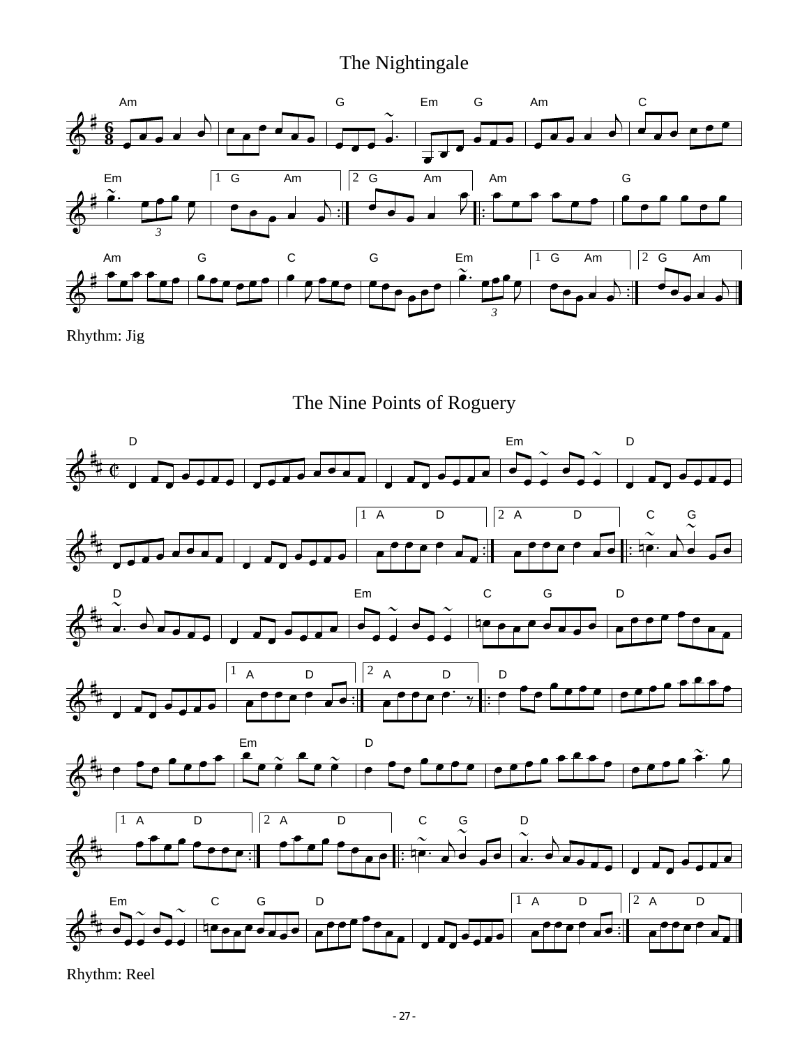# The Nightingale

Rhythm: Jig

# The Nine Points of Roguery

Rhythm: Reel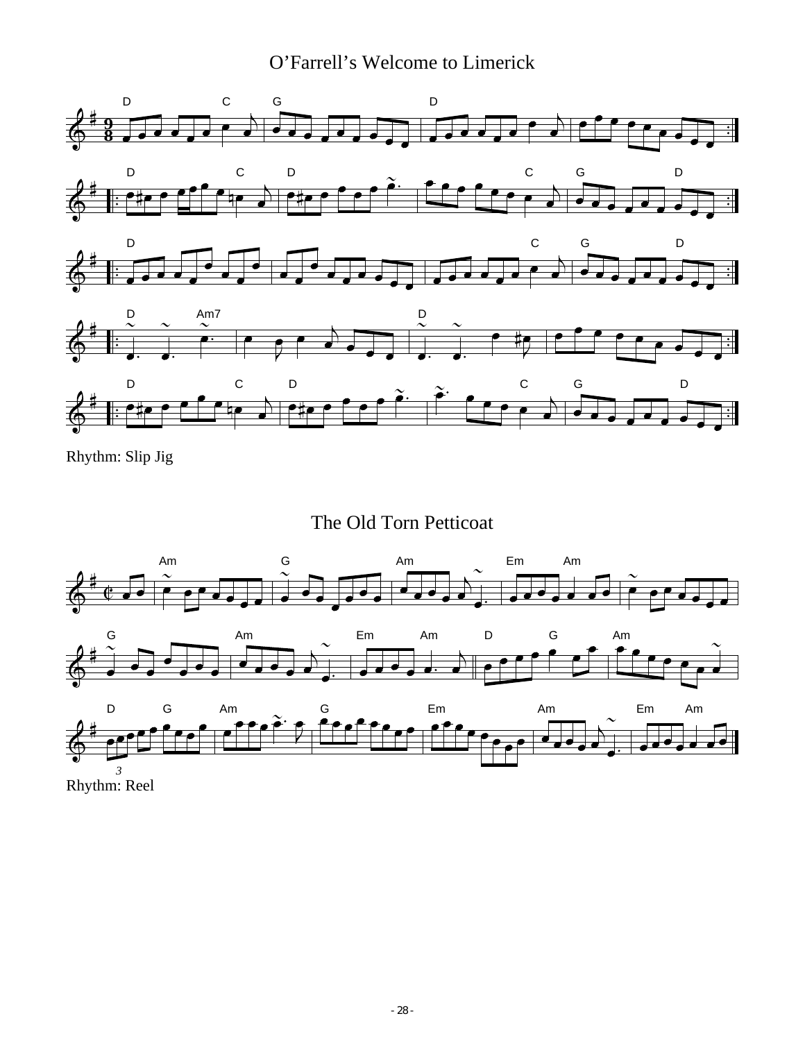# O'Farrell's Welcome to Limerick

Rhythm: Slip Jig

# The Old Torn Petticoat

Rhythm: Reel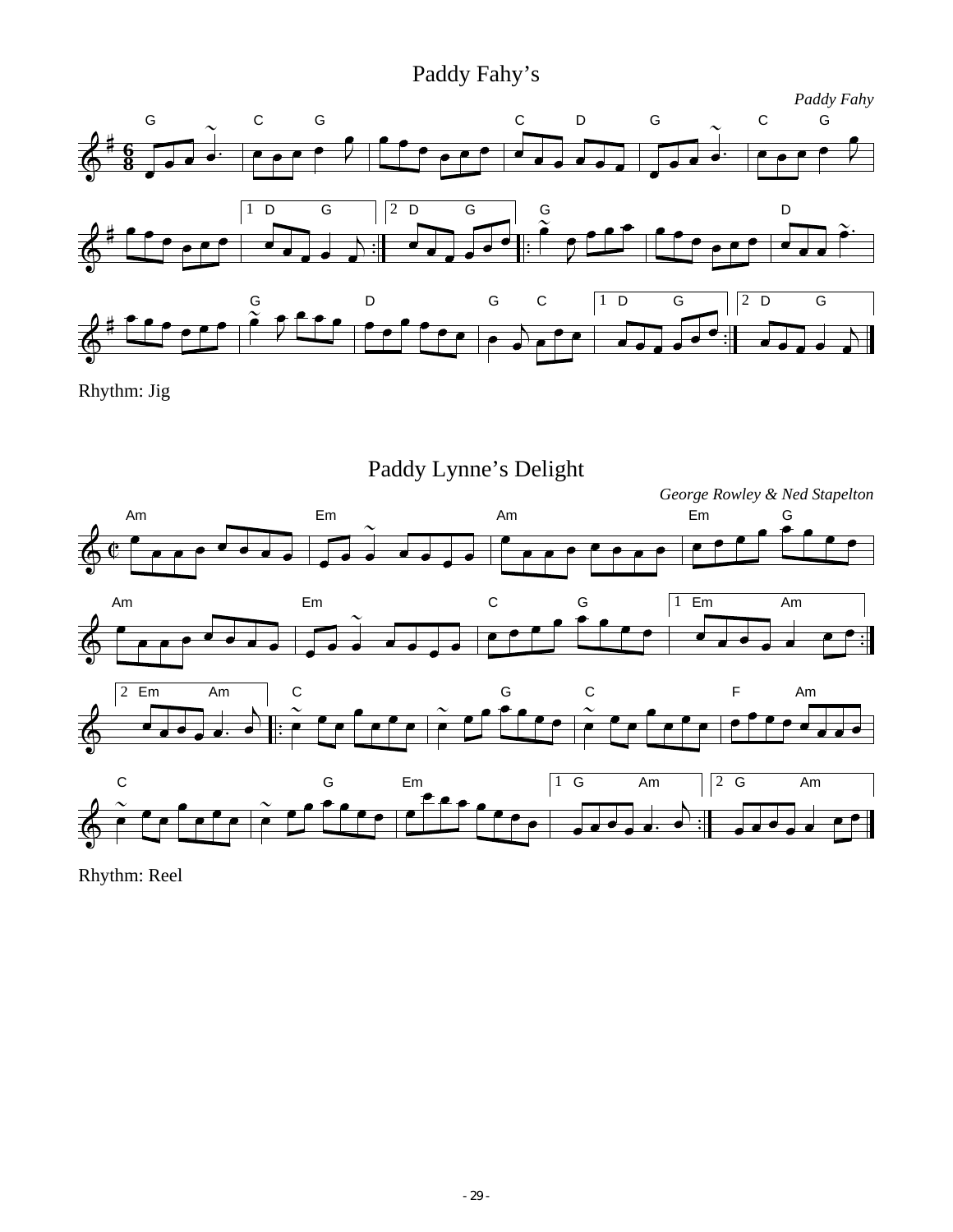# Paddy Fahy's

*Paddy Fahy*

Rhythm: Jig

# Paddy Lynne's Delight

*George Rowley & Ned Stapelton*

Rhythm: Reel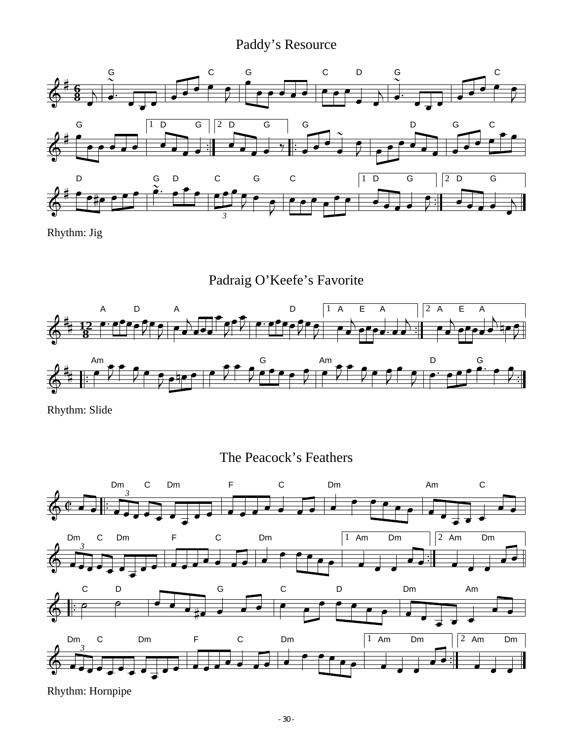# Paddy's Resource

Rhythm: Jig

# Padraig O'Keefe's Favorite

Rhythm: Slide

# The Peacock's Feathers

Rhythm: Hornpipe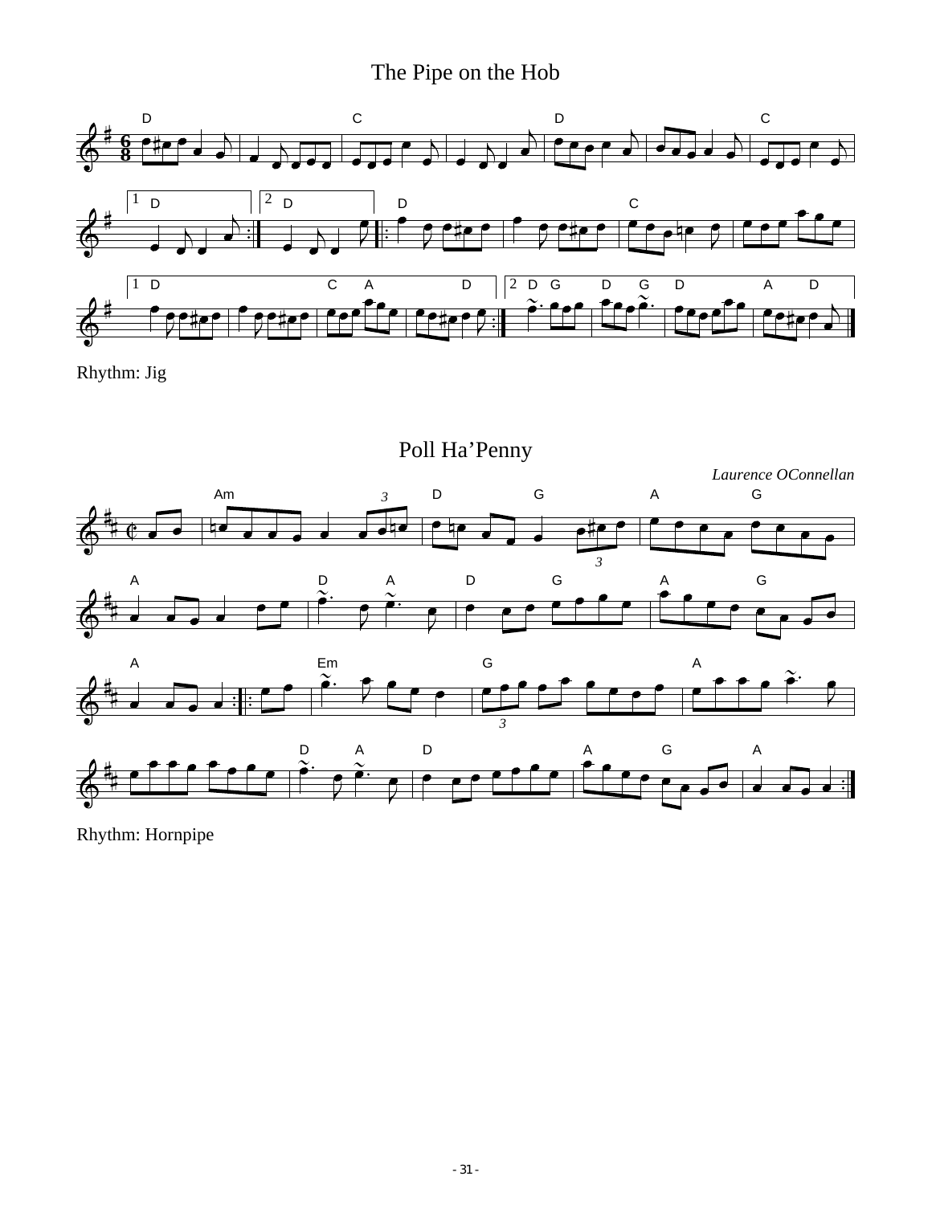# The Pipe on the Hob

Rhythm: Jig

# Poll Ha'Penny

*Laurence OConnellan*

Rhythm: Hornpipe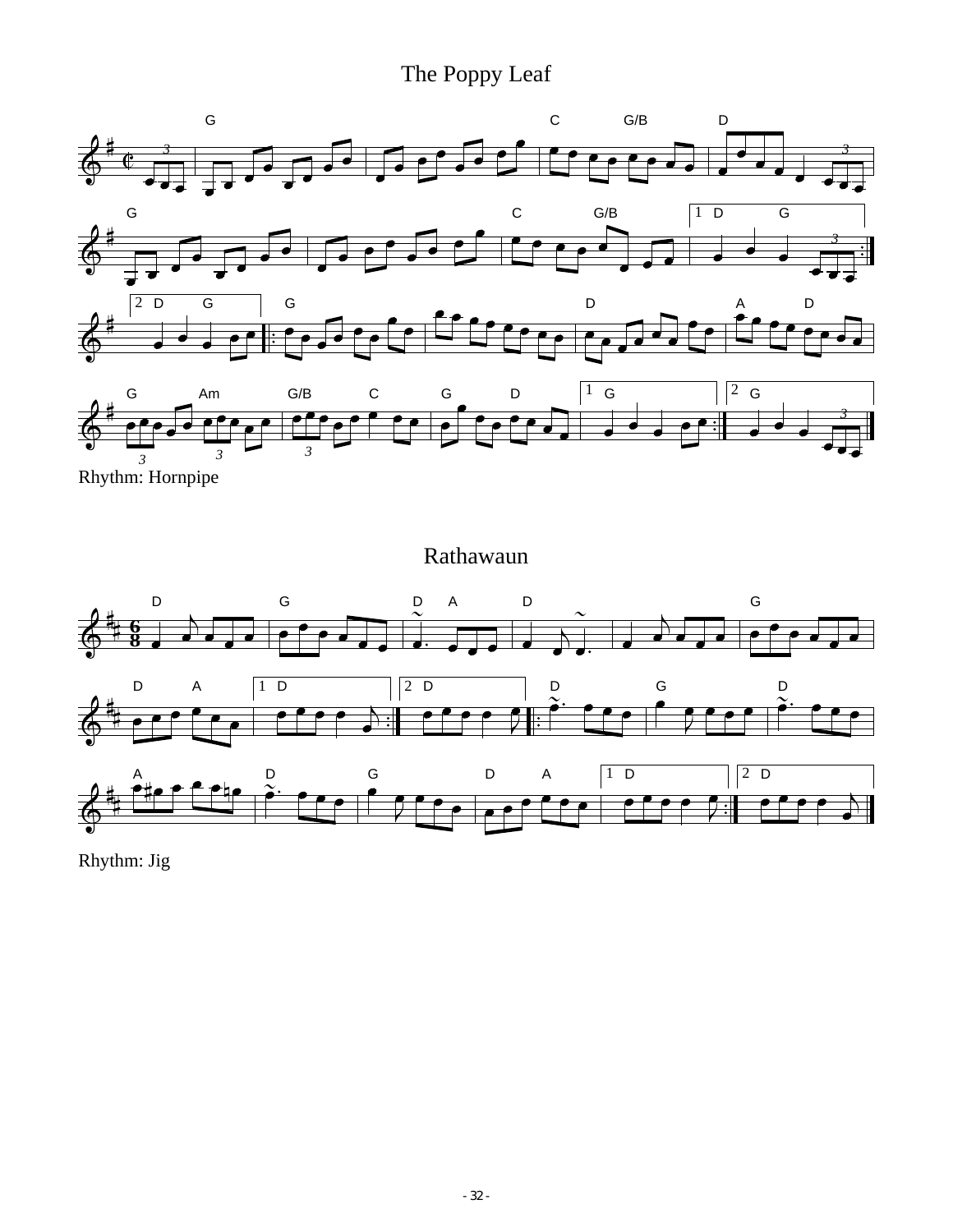# The Poppy Leaf

Rhythm: Hornpipe

# Rathawaun

Rhythm: Jig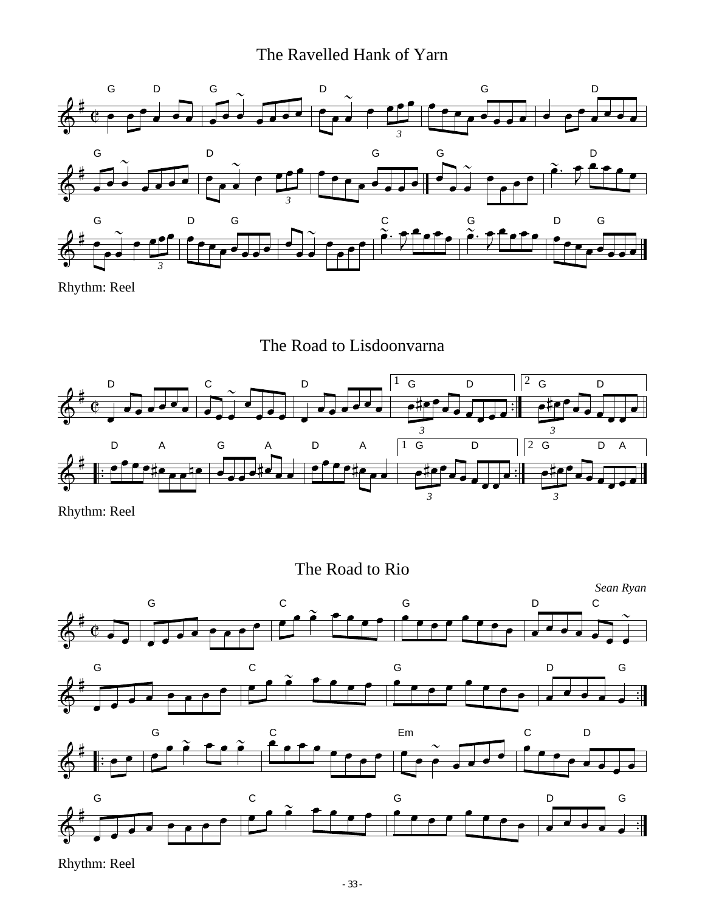## The Ravelled Hank of Yarn

Rhythm: Reel

## The Road to Lisdoonvarna

Rhythm: Reel

## The Road to Rio

*Sean Ryan*

Rhythm: Reel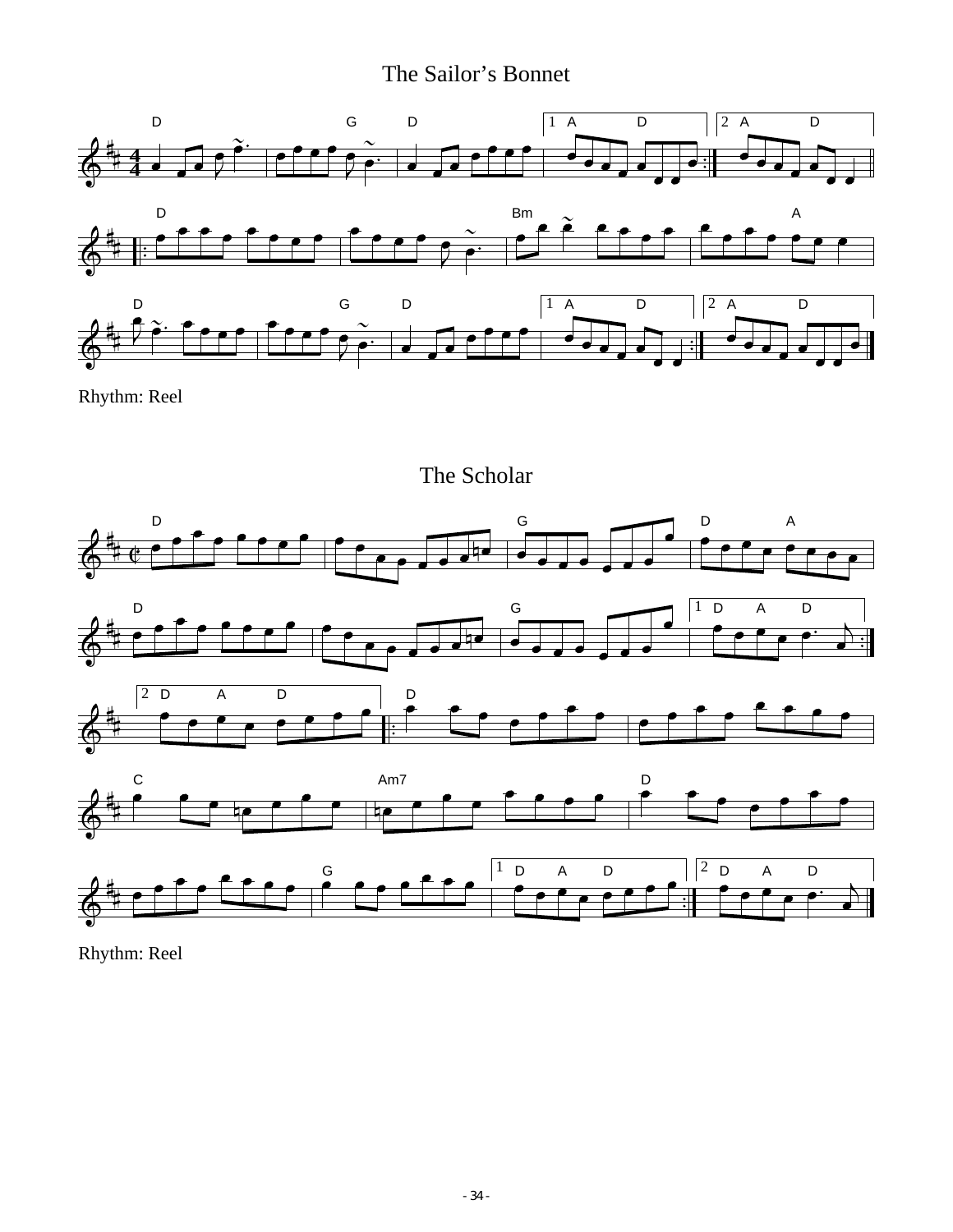# The Sailor’s Bonnet

Rhythm: Reel

# The Scholar

Rhythm: Reel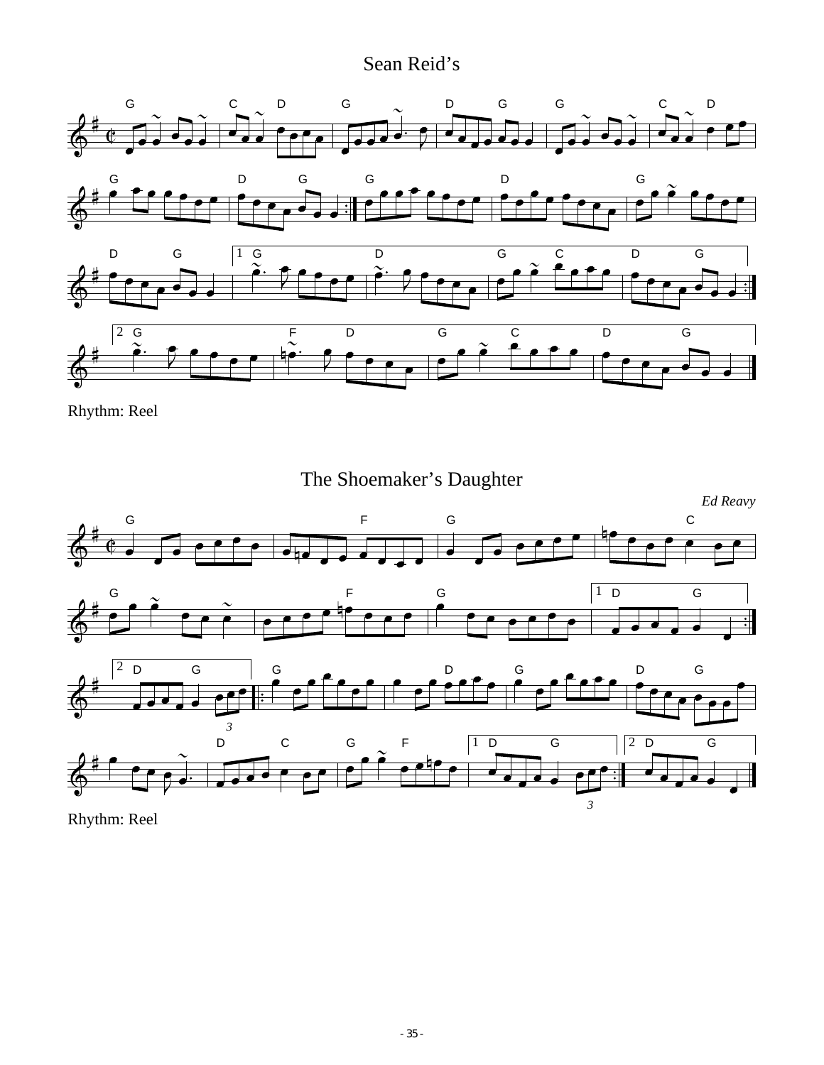# Sean Reid's

Rhythm: Reel

# The Shoemaker's Daughter

*Ed Reavy*

Rhythm: Reel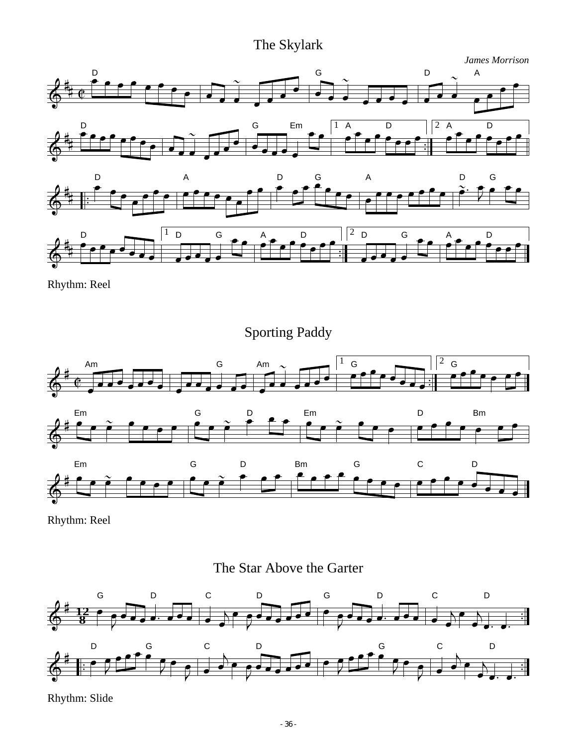## The Skylark

*James Morrison*

Rhythm: Reel

## Sporting Paddy

Rhythm: Reel

## The Star Above the Garter

Rhythm: Slide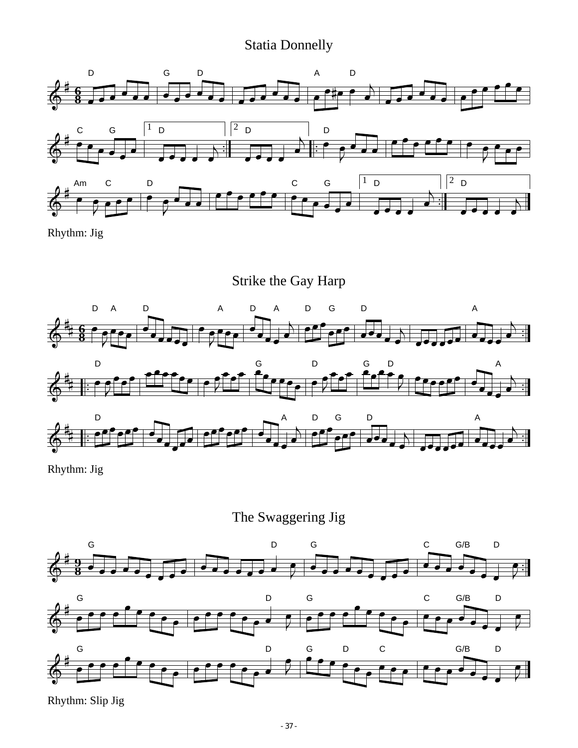## Statia Donnelly

Rhythm: Jig

## Strike the Gay Harp

Rhythm: Jig

## The Swaggering Jig

Rhythm: Slip Jig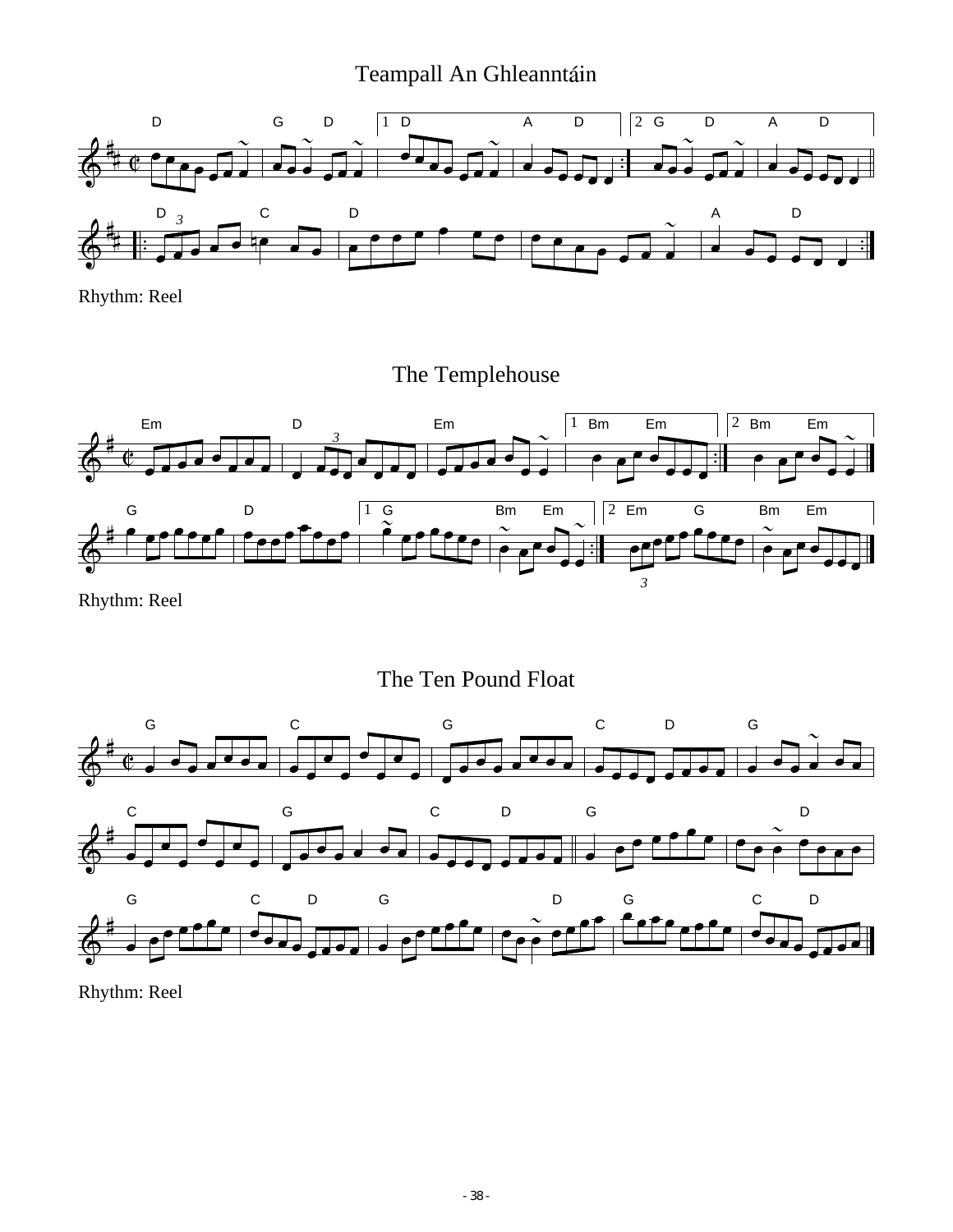# Teampall An Ghleanntáin

Rhythm: Reel

# The Templehouse

Rhythm: Reel

# The Ten Pound Float

Rhythm: Reel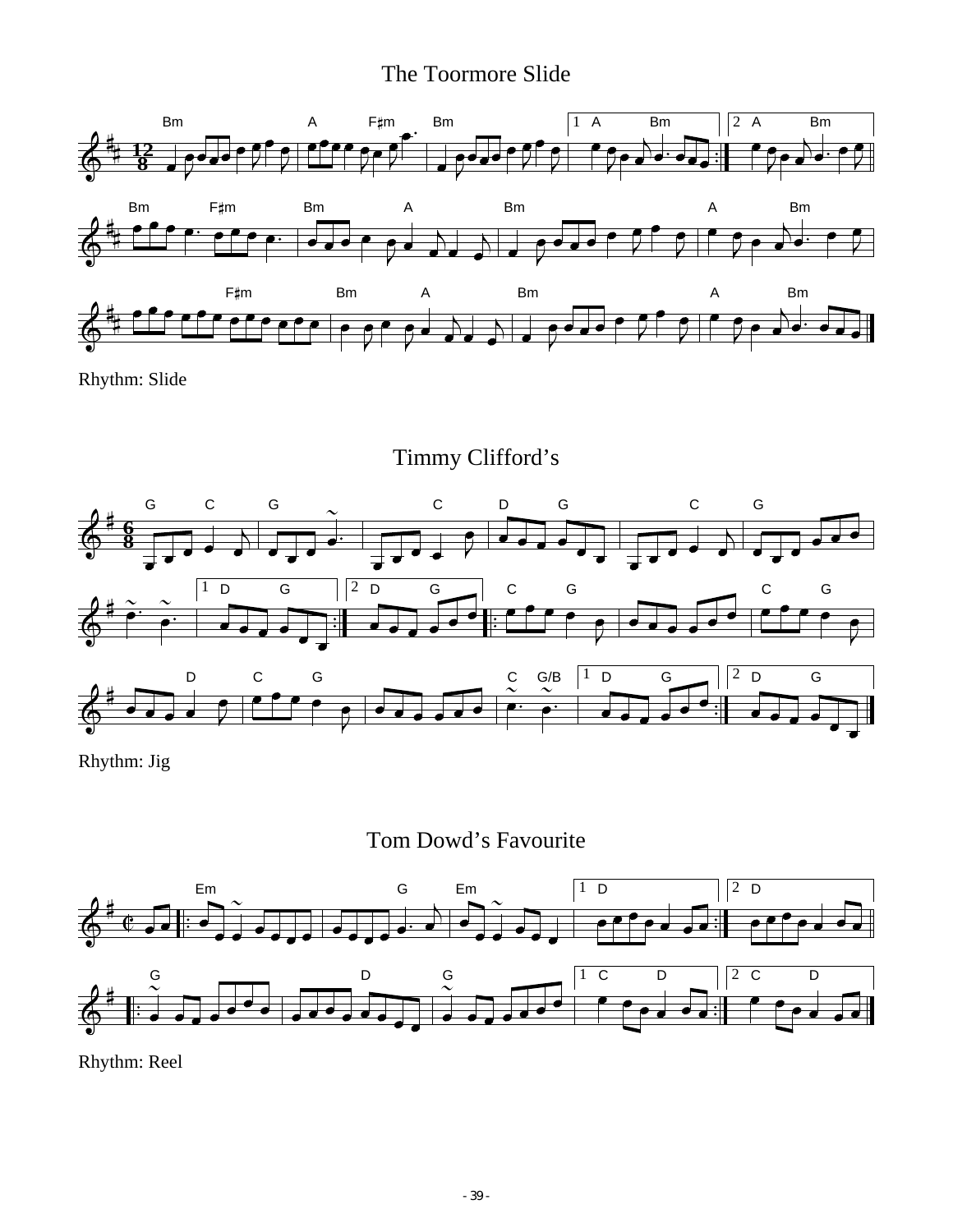## The Toormore Slide

Rhythm: Slide

## Timmy Clifford's

Rhythm: Jig

## Tom Dowd's Favourite

Rhythm: Reel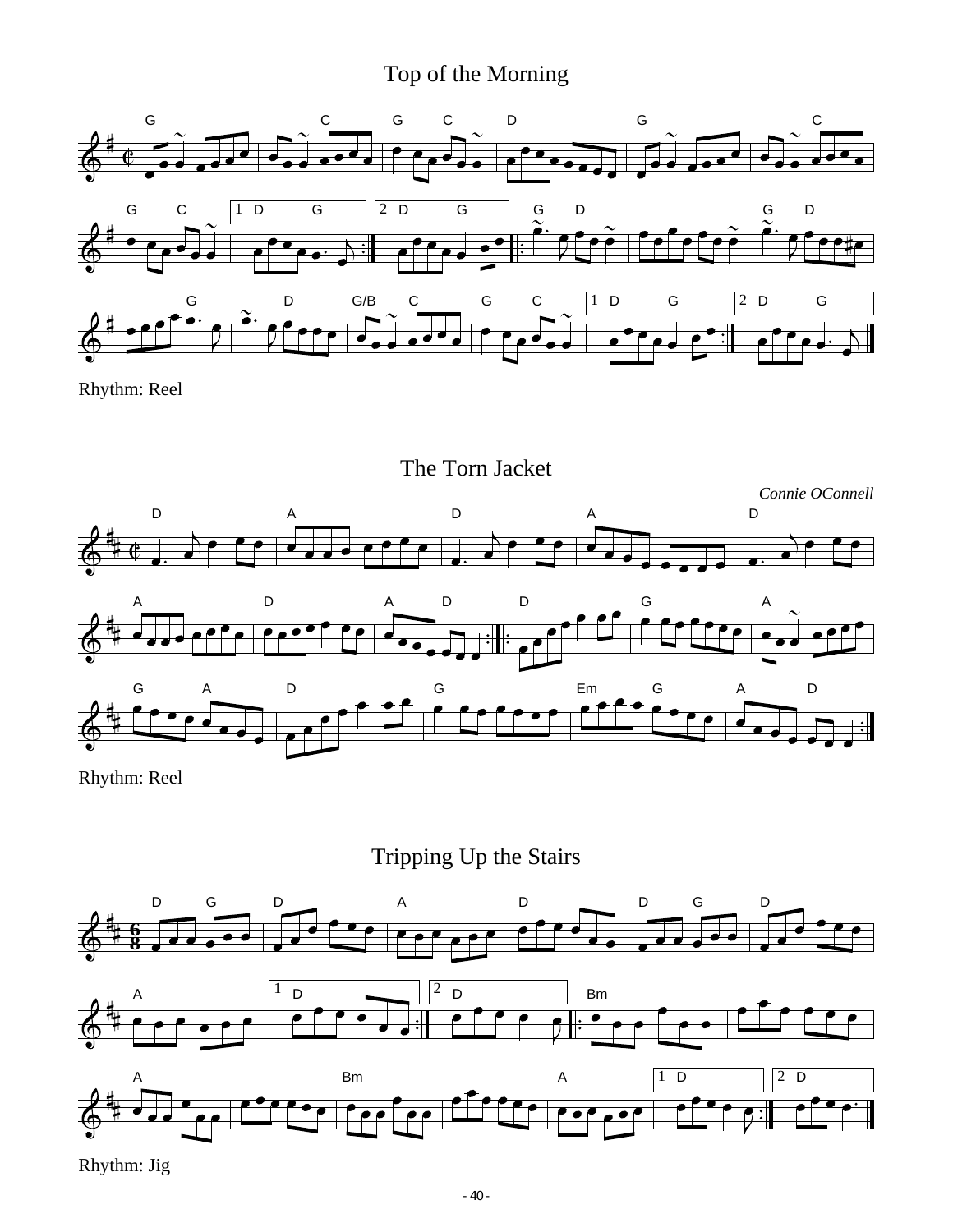## Top of the Morning

Rhythm: Reel

## The Torn Jacket

*Connie OConnell*

Rhythm: Reel

## Tripping Up the Stairs

Rhythm: Jig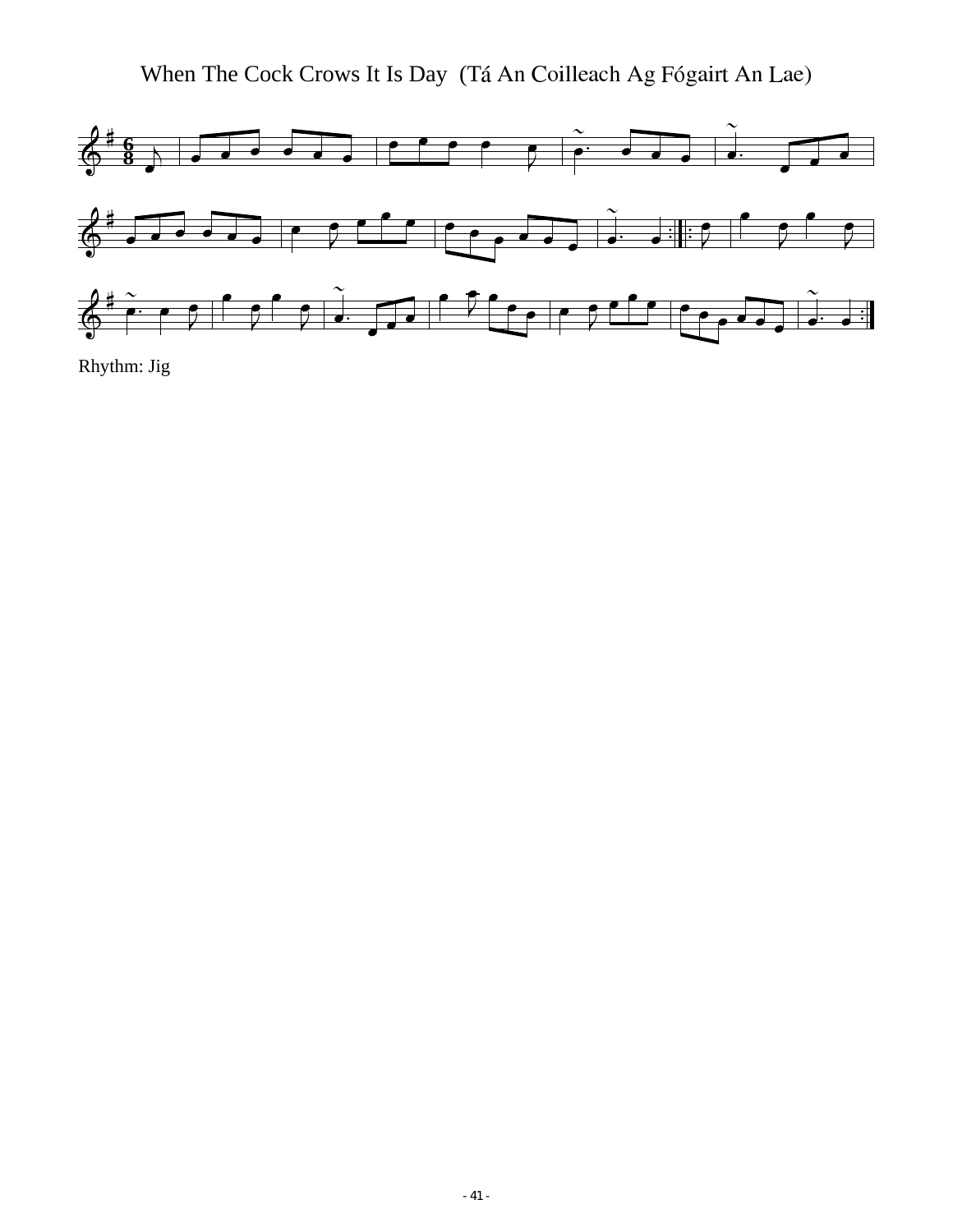# When The Cock Crows It Is Day (Tá An Coilleach Ag Fógairt An Lae)

Rhythm: Jig